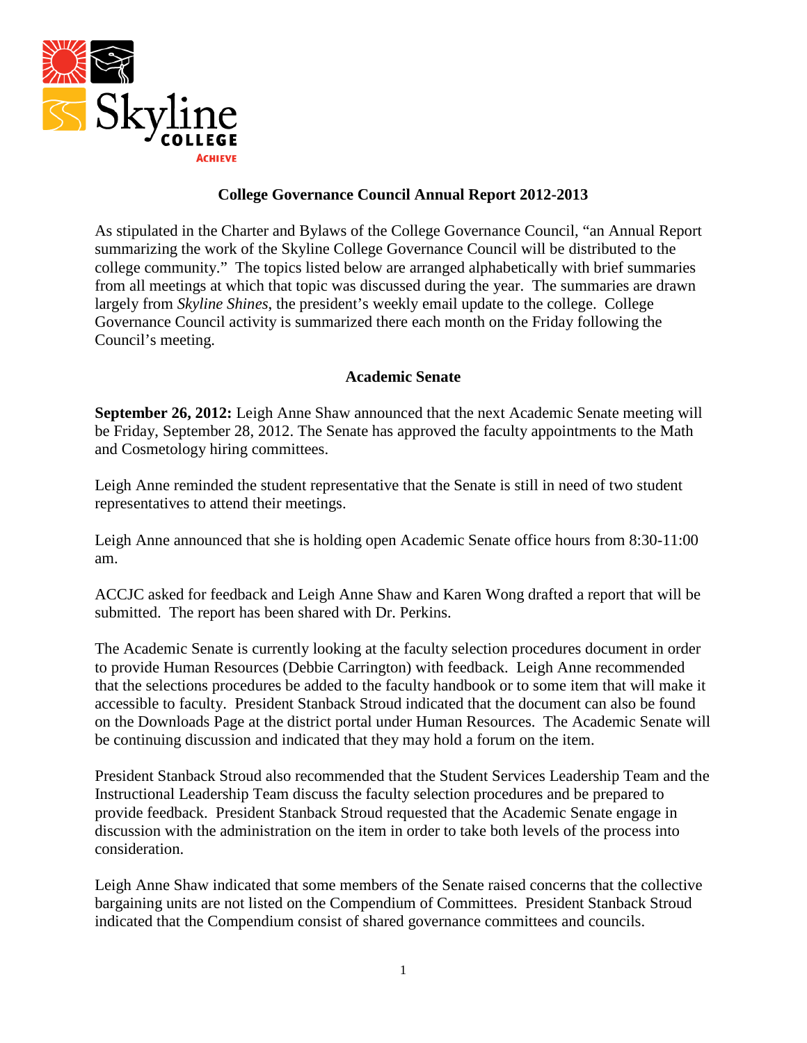# College Governance Council Annual Report 2012-2013

As stipulated in the Charter and Bylaws of the College Governance Council, "an Annual Report summarizing the work of the Skyline College Governance Council will be distributed to the college community." The topics listed below are arranged alphabetically with brief summaries from all meetings at which that topic was discussed during the year. The summaries are drawn largely from *Skyline Shines*, the president's weekly email update to the college. College Governance Council activity is summarized there each month on the Friday following the Council's meeting.

## Academic Senate

**September 26, 2012:** Leigh Anne Shaw announced that the next Academic Senate meeting will be Friday, September 28, 2012. The Senate has approved the faculty appointments to the Math and Cosmetology hiring committees.

Leigh Anne reminded the student representative that the Senate is still in need of two student representatives to attend their meetings.

Leigh Anne announced that she is holding open Academic Senate office hours from 8:30-11:00 am.

ACCJC asked for feedback and Leigh Anne Shaw and Karen Wong drafted a report that will be submitted. The report has been shared with Dr. Perkins.

The Academic Senate is currently looking at the faculty selection procedures document in order to provide Human Resources (Debbie Carrington) with feedback. Leigh Anne recommended that the selections procedures be added to the faculty handbook or to some item that will make it accessible to faculty. President Stanback Stroud indicated that the document can also be found on the Downloads Page at the district portal under Human Resources. The Academic Senate will be continuing discussion and indicated that they may hold a forum on the item.

President Stanback Stroud also recommended that the Student Services Leadership Team and the Instructional Leadership Team discuss the faculty selection procedures and be prepared to provide feedback. President Stanback Stroud requested that the Academic Senate engage in discussion with the administration on the item in order to take both levels of the process into consideration.

Leigh Anne Shaw indicated that some members of the Senate raised concerns that the collective bargaining units are not listed on the Compendium of Committees. President Stanback Stroud indicated that the Compendium consist of shared governance committees and councils.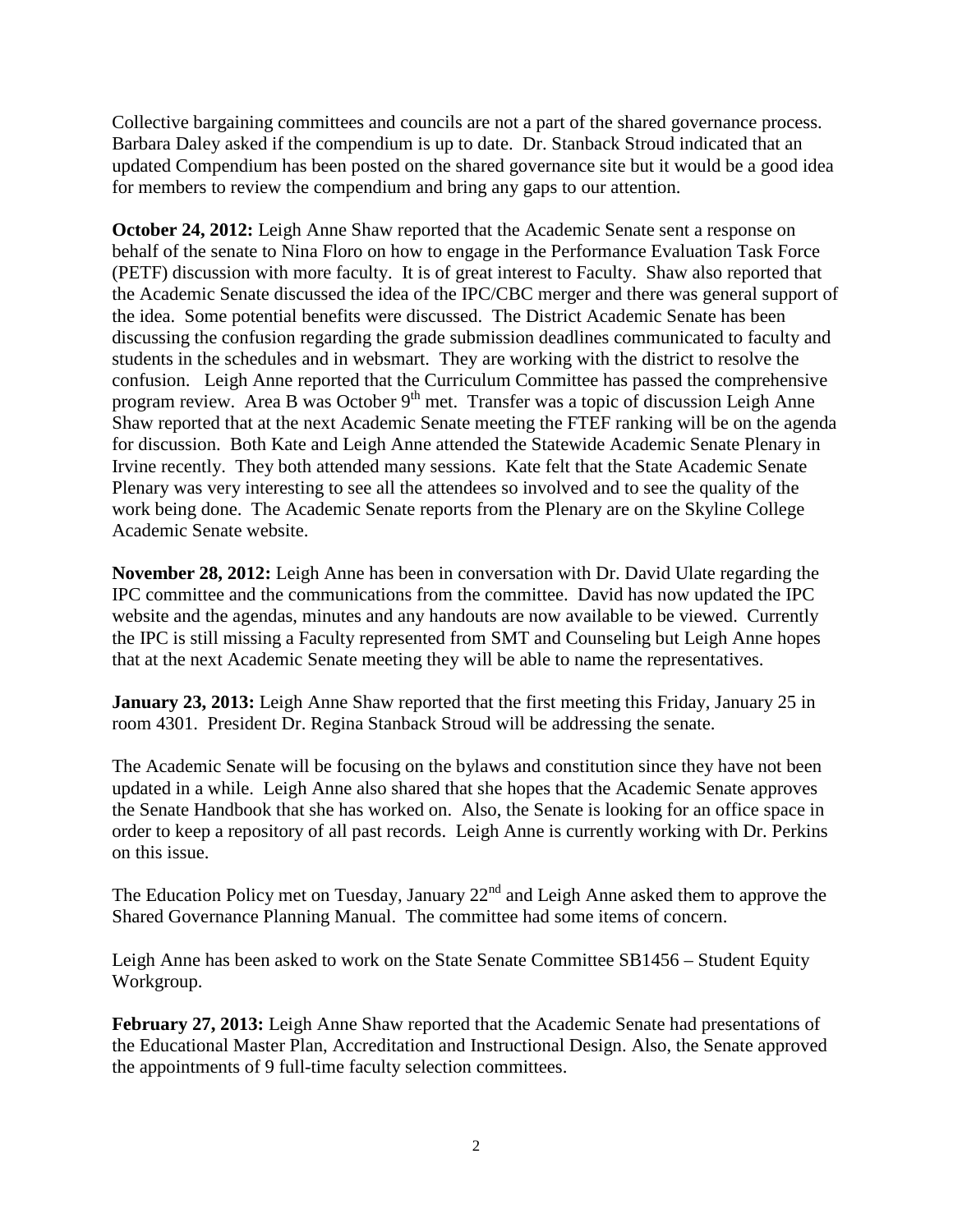Collective bargaining committees and councils are not a part of the shared governance process. Barbara Daley asked if the compendium is up to date. Dr. Stanback Stroud indicated that an updated Compendium has been posted on the shared governance site but it would be a good idea for members to review the compendium and bring any gaps to our attention.

**October 24, 2012:** Leigh Anne Shaw reported that the Academic Senate sent a response on behalf of the senate to Nina Floro on how to engage in the Performance Evaluation Task Force (PETF) discussion with more faculty. It is of great interest to Faculty. Shaw also reported that the Academic Senate discussed the idea of the IPC/CBC merger and there was general support of the idea. Some potential benefits were discussed. The District Academic Senate has been discussing the confusion regarding the grade submission deadlines communicated to faculty and students in the schedules and in websmart. They are working with the district to resolve the confusion. Leigh Anne reported that the Curriculum Committee has passed the comprehensive program review. Area B was October 9th met. Transfer was a topic of discussion Leigh Anne Shaw reported that at the next Academic Senate meeting the FTEF ranking will be on the agenda for discussion. Both Kate and Leigh Anne attended the Statewide Academic Senate Plenary in Irvine recently. They both attended many sessions. Kate felt that the State Academic Senate Plenary was very interesting to see all the attendees so involved and to see the quality of the work being done. The Academic Senate reports from the Plenary are on the Skyline College Academic Senate website.

**November 28, 2012:** Leigh Anne has been in conversation with Dr. David Ulate regarding the IPC committee and the communications from the committee. David has now updated the IPC website and the agendas, minutes and any handouts are now available to be viewed. Currently the IPC is still missing a Faculty represented from SMT and Counseling but Leigh Anne hopes that at the next Academic Senate meeting they will be able to name the representatives.

**January 23, 2013:** Leigh Anne Shaw reported that the first meeting this Friday, January 25 in room 4301. President Dr. Regina Stanback Stroud will be addressing the senate.

The Academic Senate will be focusing on the bylaws and constitution since they have not been updated in a while. Leigh Anne also shared that she hopes that the Academic Senate approves the Senate Handbook that she has worked on. Also, the Senate is looking for an office space in order to keep a repository of all past records. Leigh Anne is currently working with Dr. Perkins on this issue.

The Education Policy met on Tuesday, January 22nd and Leigh Anne asked them to approve the Shared Governance Planning Manual. The committee had some items of concern.

Leigh Anne has been asked to work on the State Senate Committee SB1456 – Student Equity Workgroup.

**February 27, 2013:** Leigh Anne Shaw reported that the Academic Senate had presentations of the Educational Master Plan, Accreditation and Instructional Design. Also, the Senate approved the appointments of 9 full-time faculty selection committees.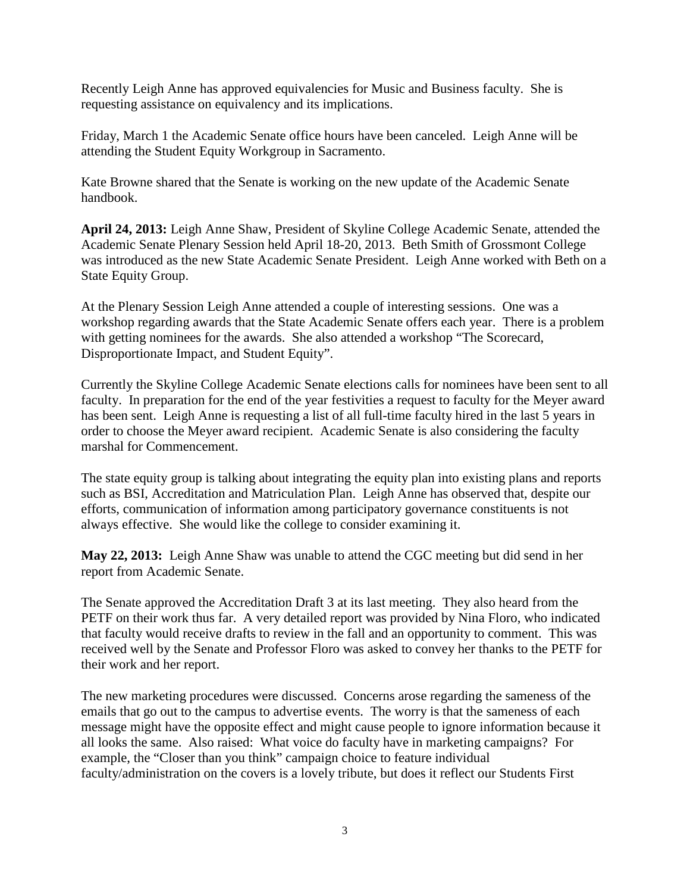Recently Leigh Anne has approved equivalencies for Music and Business faculty. She is requesting assistance on equivalency and its implications.

Friday, March 1 the Academic Senate office hours have been canceled. Leigh Anne will be attending the Student Equity Workgroup in Sacramento.

Kate Browne shared that the Senate is working on the new update of the Academic Senate handbook.

**April 24, 2013:** Leigh Anne Shaw, President of Skyline College Academic Senate, attended the Academic Senate Plenary Session held April 18-20, 2013. Beth Smith of Grossmont College was introduced as the new State Academic Senate President. Leigh Anne worked with Beth on a State Equity Group.

At the Plenary Session Leigh Anne attended a couple of interesting sessions. One was a workshop regarding awards that the State Academic Senate offers each year. There is a problem with getting nominees for the awards. She also attended a workshop "The Scorecard, Disproportionate Impact, and Student Equity".

Currently the Skyline College Academic Senate elections calls for nominees have been sent to all faculty. In preparation for the end of the year festivities a request to faculty for the Meyer award has been sent. Leigh Anne is requesting a list of all full-time faculty hired in the last 5 years in order to choose the Meyer award recipient. Academic Senate is also considering the faculty marshal for Commencement.

The state equity group is talking about integrating the equity plan into existing plans and reports such as BSI, Accreditation and Matriculation Plan. Leigh Anne has observed that, despite our efforts, communication of information among participatory governance constituents is not always effective. She would like the college to consider examining it.

**May 22, 2013:** Leigh Anne Shaw was unable to attend the CGC meeting but did send in her report from Academic Senate.

The Senate approved the Accreditation Draft 3 at its last meeting. They also heard from the PETF on their work thus far. A very detailed report was provided by Nina Floro, who indicated that faculty would receive drafts to review in the fall and an opportunity to comment. This was received well by the Senate and Professor Floro was asked to convey her thanks to the PETF for their work and her report.

The new marketing procedures were discussed. Concerns arose regarding the sameness of the emails that go out to the campus to advertise events. The worry is that the sameness of each message might have the opposite effect and might cause people to ignore information because it all looks the same. Also raised: What voice do faculty have in marketing campaigns? For example, the "Closer than you think" campaign choice to feature individual faculty/administration on the covers is a lovely tribute, but does it reflect our Students First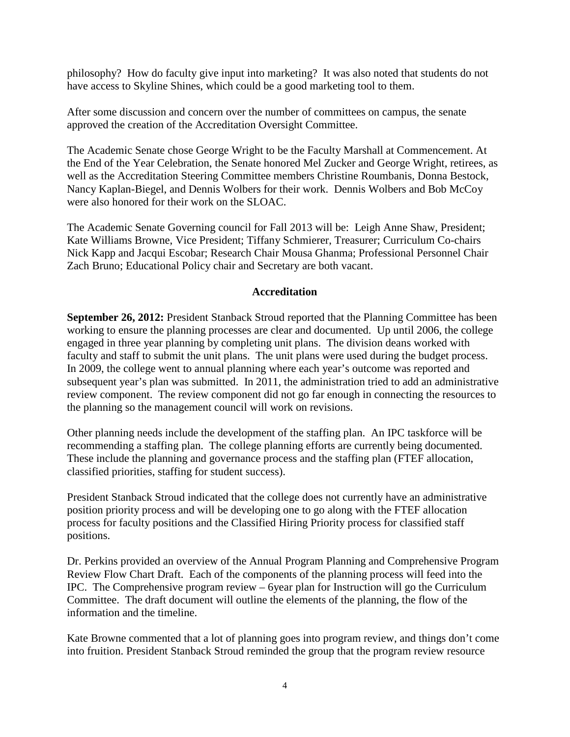philosophy? How do faculty give input into marketing? It was also noted that students do not have access to Skyline Shines, which could be a good marketing tool to them.

After some discussion and concern over the number of committees on campus, the senate approved the creation of the Accreditation Oversight Committee.

The Academic Senate chose George Wright to be the Faculty Marshall at Commencement. At the End of the Year Celebration, the Senate honored Mel Zucker and George Wright, retirees, as well as the Accreditation Steering Committee members Christine Roumbanis, Donna Bestock, Nancy Kaplan-Biegel, and Dennis Wolbers for their work. Dennis Wolbers and Bob McCoy were also honored for their work on the SLOAC.

The Academic Senate Governing council for Fall 2013 will be: Leigh Anne Shaw, President; Kate Williams Browne, Vice President; Tiffany Schmierer, Treasurer; Curriculum Co-chairs Nick Kapp and Jacqui Escobar; Research Chair Mousa Ghanma; Professional Personnel Chair Zach Bruno; Educational Policy chair and Secretary are both vacant.

## Accreditation

**September 26, 2012:** President Stanback Stroud reported that the Planning Committee has been working to ensure the planning processes are clear and documented. Up until 2006, the college engaged in three year planning by completing unit plans. The division deans worked with faculty and staff to submit the unit plans. The unit plans were used during the budget process. In 2009, the college went to annual planning where each year's outcome was reported and subsequent year's plan was submitted. In 2011, the administration tried to add an administrative review component. The review component did not go far enough in connecting the resources to the planning so the management council will work on revisions.

Other planning needs include the development of the staffing plan. An IPC taskforce will be recommending a staffing plan. The college planning efforts are currently being documented. These include the planning and governance process and the staffing plan (FTEF allocation, classified priorities, staffing for student success).

President Stanback Stroud indicated that the college does not currently have an administrative position priority process and will be developing one to go along with the FTEF allocation process for faculty positions and the Classified Hiring Priority process for classified staff positions.

Dr. Perkins provided an overview of the Annual Program Planning and Comprehensive Program Review Flow Chart Draft. Each of the components of the planning process will feed into the IPC. The Comprehensive program review – 6year plan for Instruction will go the Curriculum Committee. The draft document will outline the elements of the planning, the flow of the information and the timeline.

Kate Browne commented that a lot of planning goes into program review, and things don't come into fruition. President Stanback Stroud reminded the group that the program review resource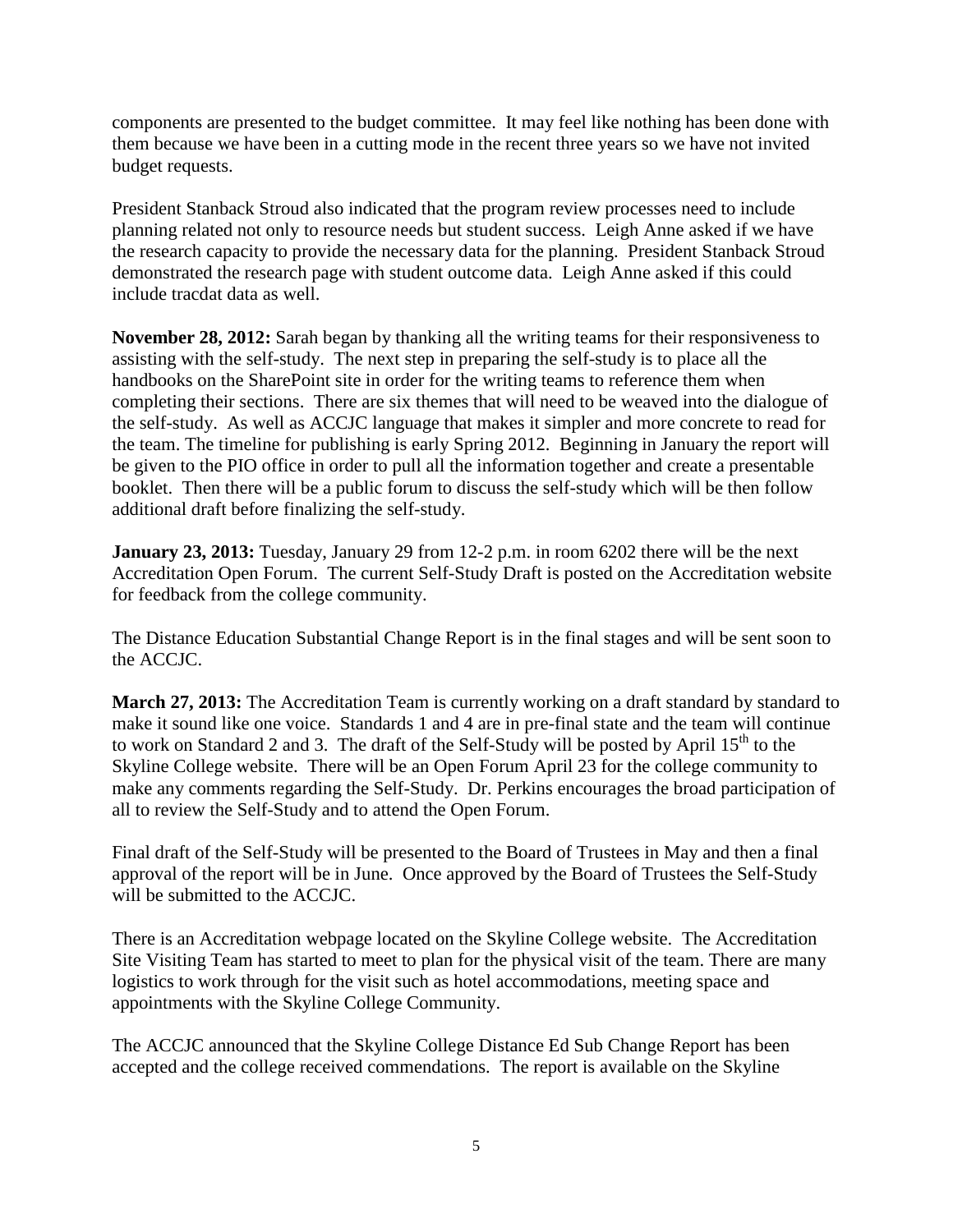components are presented to the budget committee. It may feel like nothing has been done with them because we have been in a cutting mode in the recent three years so we have not invited budget requests.

President Stanback Stroud also indicated that the program review processes need to include planning related not only to resource needs but student success. Leigh Anne asked if we have the research capacity to provide the necessary data for the planning. President Stanback Stroud demonstrated the research page with student outcome data. Leigh Anne asked if this could include tracdat data as well.

**November 28, 2012:** Sarah began by thanking all the writing teams for their responsiveness to assisting with the self-study. The next step in preparing the self-study is to place all the handbooks on the SharePoint site in order for the writing teams to reference them when completing their sections. There are six themes that will need to be weaved into the dialogue of the self-study. As well as ACCJC language that makes it simpler and more concrete to read for the team. The timeline for publishing is early Spring 2012. Beginning in January the report will be given to the PIO office in order to pull all the information together and create a presentable booklet. Then there will be a public forum to discuss the self-study which will be then follow additional draft before finalizing the self-study.

**January 23, 2013:** Tuesday, January 29 from 12-2 p.m. in room 6202 there will be the next Accreditation Open Forum. The current Self-Study Draft is posted on the Accreditation website for feedback from the college community.

The Distance Education Substantial Change Report is in the final stages and will be sent soon to the ACCJC.

**March 27, 2013:** The Accreditation Team is currently working on a draft standard by standard to make it sound like one voice. Standards 1 and 4 are in pre-final state and the team will continue to work on Standard 2 and 3. The draft of the Self-Study will be posted by April 15th to the Skyline College website. There will be an Open Forum April 23 for the college community to make any comments regarding the Self-Study. Dr. Perkins encourages the broad participation of all to review the Self-Study and to attend the Open Forum.

Final draft of the Self-Study will be presented to the Board of Trustees in May and then a final approval of the report will be in June. Once approved by the Board of Trustees the Self-Study will be submitted to the ACCJC.

There is an Accreditation webpage located on the Skyline College website. The Accreditation Site Visiting Team has started to meet to plan for the physical visit of the team. There are many logistics to work through for the visit such as hotel accommodations, meeting space and appointments with the Skyline College Community.

The ACCJC announced that the Skyline College Distance Ed Sub Change Report has been accepted and the college received commendations. The report is available on the Skyline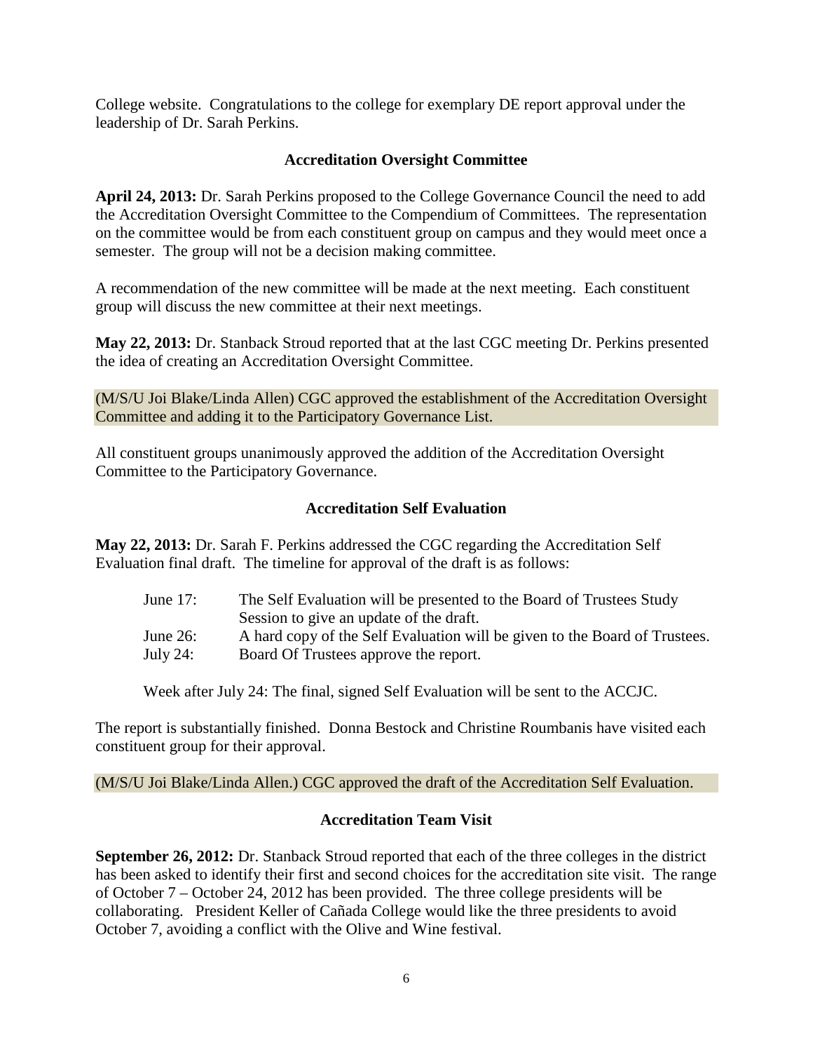College website. Congratulations to the college for exemplary DE report approval under the leadership of Dr. Sarah Perkins.

### Accreditation Oversight Committee

**April 24, 2013:** Dr. Sarah Perkins proposed to the College Governance Council the need to add the Accreditation Oversight Committee to the Compendium of Committees. The representation on the committee would be from each constituent group on campus and they would meet once a semester. The group will not be a decision making committee.

A recommendation of the new committee will be made at the next meeting. Each constituent group will discuss the new committee at their next meetings.

**May 22, 2013:** Dr. Stanback Stroud reported that at the last CGC meeting Dr. Perkins presented the idea of creating an Accreditation Oversight Committee.

(M/S/U Joi Blake/Linda Allen) CGC approved the establishment of the Accreditation Oversight Committee and adding it to the Participatory Governance List.

All constituent groups unanimously approved the addition of the Accreditation Oversight Committee to the Participatory Governance.

### Accreditation Self Evaluation

**May 22, 2013:** Dr. Sarah F. Perkins addressed the CGC regarding the Accreditation Self Evaluation final draft. The timeline for approval of the draft is as follows:

- June 17: The Self Evaluation will be presented to the Board of Trustees Study Session to give an update of the draft.
- June 26: A hard copy of the Self Evaluation will be given to the Board of Trustees.
- July 24: Board Of Trustees approve the report.

Week after July 24: The final, signed Self Evaluation will be sent to the ACCJC.

The report is substantially finished. Donna Bestock and Christine Roumbanis have visited each constituent group for their approval.

(M/S/U Joi Blake/Linda Allen.) CGC approved the draft of the Accreditation Self Evaluation.

### Accreditation Team Visit

**September 26, 2012:** Dr. Stanback Stroud reported that each of the three colleges in the district has been asked to identify their first and second choices for the accreditation site visit. The range of October 7 – October 24, 2012 has been provided. The three college presidents will be collaborating. President Keller of Cañada College would like the three presidents to avoid October 7, avoiding a conflict with the Olive and Wine festival.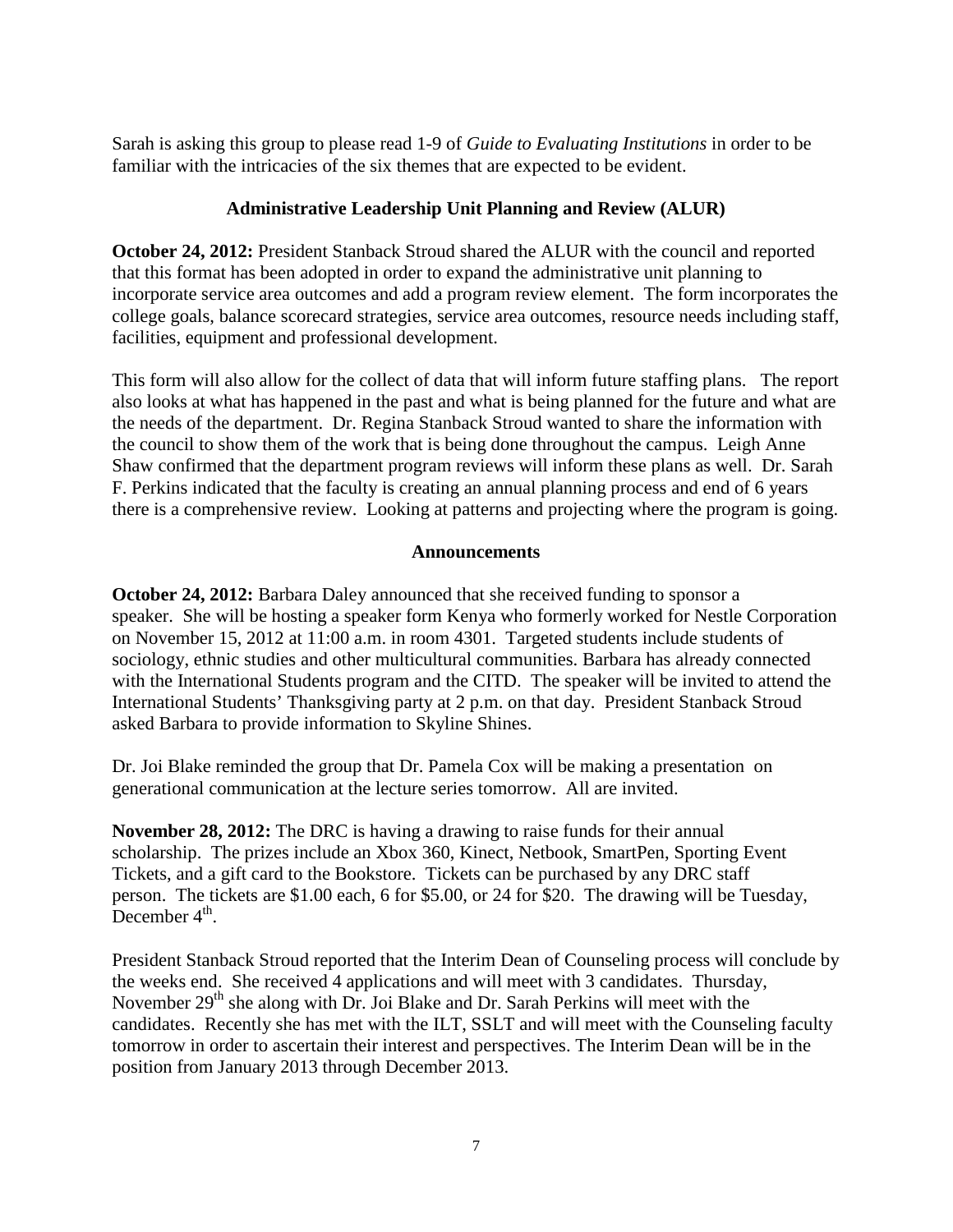Sarah is asking this group to please read 1-9 of *Guide to Evaluating Institutions* in order to be familiar with the intricacies of the six themes that are expected to be evident.

### Administrative Leadership Unit Planning and Review (ALUR)

**October 24, 2012:** President Stanback Stroud shared the ALUR with the council and reported that this format has been adopted in order to expand the administrative unit planning to incorporate service area outcomes and add a program review element. The form incorporates the college goals, balance scorecard strategies, service area outcomes, resource needs including staff, facilities, equipment and professional development.

This form will also allow for the collect of data that will inform future staffing plans. The report also looks at what has happened in the past and what is being planned for the future and what are the needs of the department. Dr. Regina Stanback Stroud wanted to share the information with the council to show them of the work that is being done throughout the campus. Leigh Anne Shaw confirmed that the department program reviews will inform these plans as well. Dr. Sarah F. Perkins indicated that the faculty is creating an annual planning process and end of 6 years there is a comprehensive review. Looking at patterns and projecting where the program is going.

### Announcements

**October 24, 2012:** Barbara Daley announced that she received funding to sponsor a speaker. She will be hosting a speaker form Kenya who formerly worked for Nestle Corporation on November 15, 2012 at 11:00 a.m. in room 4301. Targeted students include students of sociology, ethnic studies and other multicultural communities. Barbara has already connected with the International Students program and the CITD. The speaker will be invited to attend the International Students' Thanksgiving party at 2 p.m. on that day. President Stanback Stroud asked Barbara to provide information to Skyline Shines.

Dr. Joi Blake reminded the group that Dr. Pamela Cox will be making a presentation on generational communication at the lecture series tomorrow. All are invited.

**November 28, 2012:** The DRC is having a drawing to raise funds for their annual scholarship. The prizes include an Xbox 360, Kinect, Netbook, SmartPen, Sporting Event Tickets, and a gift card to the Bookstore. Tickets can be purchased by any DRC staff person. The tickets are $1.00 each, 6 for $5.00, or 24 for $20. The drawing will be Tuesday, December 4th.

President Stanback Stroud reported that the Interim Dean of Counseling process will conclude by the weeks end. She received 4 applications and will meet with 3 candidates. Thursday, November 29th she along with Dr. Joi Blake and Dr. Sarah Perkins will meet with the candidates. Recently she has met with the ILT, SSLT and will meet with the Counseling faculty tomorrow in order to ascertain their interest and perspectives. The Interim Dean will be in the position from January 2013 through December 2013.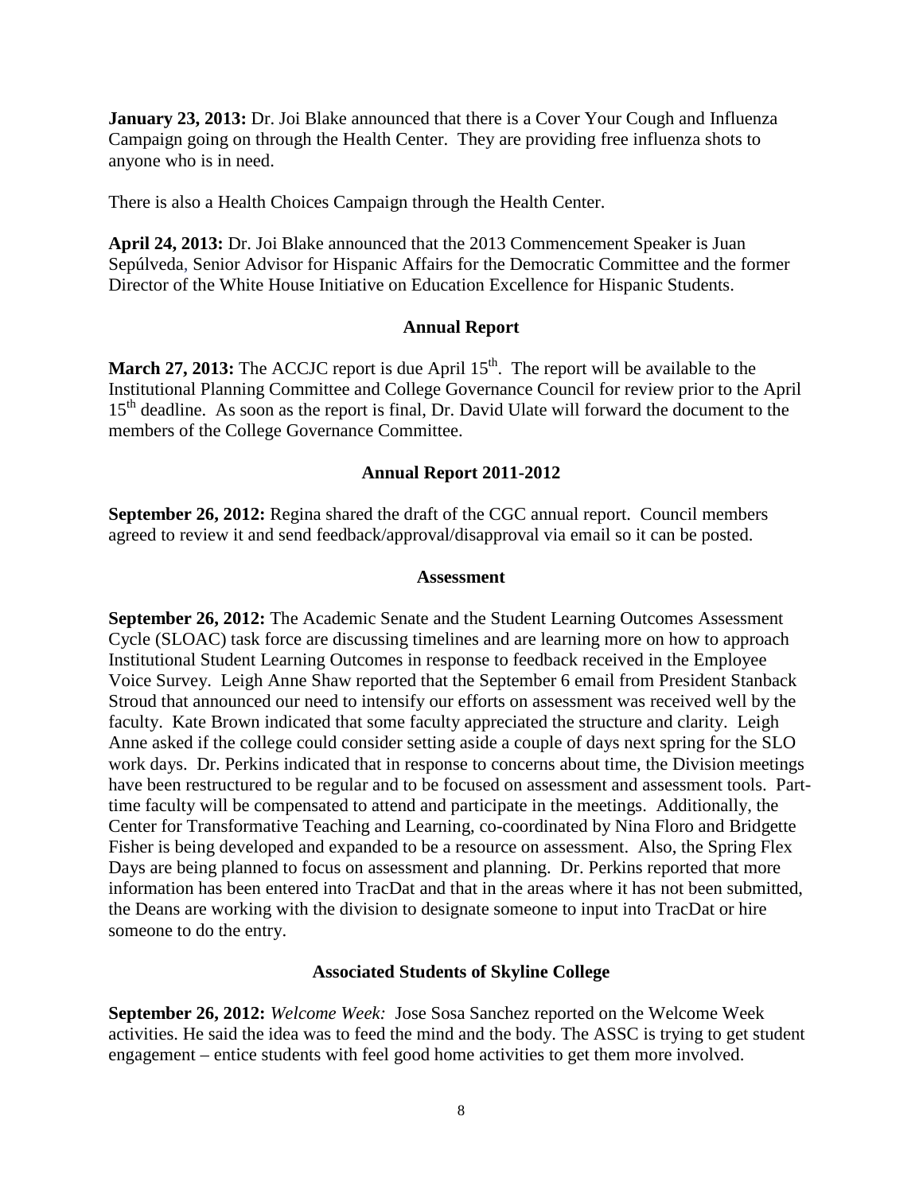**January 23, 2013:** Dr. Joi Blake announced that there is a Cover Your Cough and Influenza Campaign going on through the Health Center. They are providing free influenza shots to anyone who is in need.

There is also a Health Choices Campaign through the Health Center.

**April 24, 2013:** Dr. Joi Blake announced that the 2013 Commencement Speaker is Juan Sepúlveda, Senior Advisor for Hispanic Affairs for the Democratic Committee and the former Director of the White House Initiative on Education Excellence for Hispanic Students.

### Annual Report

**March 27, 2013:** The ACCJC report is due April 15th. The report will be available to the Institutional Planning Committee and College Governance Council for review prior to the April 15th deadline. As soon as the report is final, Dr. David Ulate will forward the document to the members of the College Governance Committee.

### Annual Report 2011-2012

**September 26, 2012:** Regina shared the draft of the CGC annual report. Council members agreed to review it and send feedback/approval/disapproval via email so it can be posted.

### Assessment

**September 26, 2012:** The Academic Senate and the Student Learning Outcomes Assessment Cycle (SLOAC) task force are discussing timelines and are learning more on how to approach Institutional Student Learning Outcomes in response to feedback received in the Employee Voice Survey. Leigh Anne Shaw reported that the September 6 email from President Stanback Stroud that announced our need to intensify our efforts on assessment was received well by the faculty. Kate Brown indicated that some faculty appreciated the structure and clarity. Leigh Anne asked if the college could consider setting aside a couple of days next spring for the SLO work days. Dr. Perkins indicated that in response to concerns about time, the Division meetings have been restructured to be regular and to be focused on assessment and assessment tools. Part-time faculty will be compensated to attend and participate in the meetings. Additionally, the Center for Transformative Teaching and Learning, co-coordinated by Nina Floro and Bridgette Fisher is being developed and expanded to be a resource on assessment. Also, the Spring Flex Days are being planned to focus on assessment and planning. Dr. Perkins reported that more information has been entered into TracDat and that in the areas where it has not been submitted, the Deans are working with the division to designate someone to input into TracDat or hire someone to do the entry.

### Associated Students of Skyline College

**September 26, 2012:** *Welcome Week:* Jose Sosa Sanchez reported on the Welcome Week activities. He said the idea was to feed the mind and the body. The ASSC is trying to get student engagement – entice students with feel good home activities to get them more involved.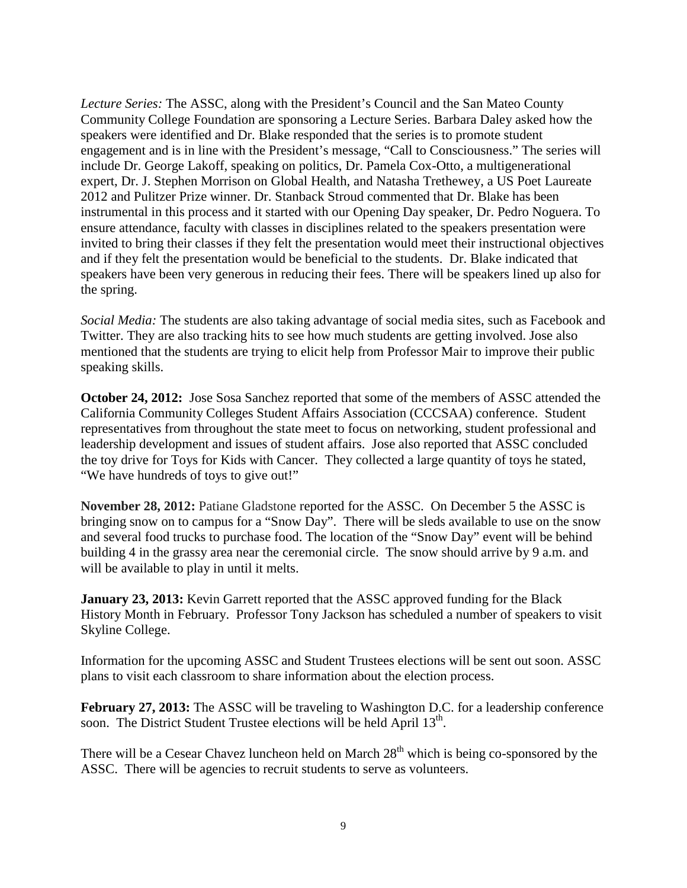*Lecture Series:* The ASSC, along with the President's Council and the San Mateo County Community College Foundation are sponsoring a Lecture Series. Barbara Daley asked how the speakers were identified and Dr. Blake responded that the series is to promote student engagement and is in line with the President's message, "Call to Consciousness." The series will include Dr. George Lakoff, speaking on politics, Dr. Pamela Cox-Otto, a multigenerational expert, Dr. J. Stephen Morrison on Global Health, and Natasha Trethewey, a US Poet Laureate 2012 and Pulitzer Prize winner. Dr. Stanback Stroud commented that Dr. Blake has been instrumental in this process and it started with our Opening Day speaker, Dr. Pedro Noguera. To ensure attendance, faculty with classes in disciplines related to the speakers presentation were invited to bring their classes if they felt the presentation would meet their instructional objectives and if they felt the presentation would be beneficial to the students. Dr. Blake indicated that speakers have been very generous in reducing their fees. There will be speakers lined up also for the spring.

*Social Media:* The students are also taking advantage of social media sites, such as Facebook and Twitter. They are also tracking hits to see how much students are getting involved. Jose also mentioned that the students are trying to elicit help from Professor Mair to improve their public speaking skills.

**October 24, 2012:** Jose Sosa Sanchez reported that some of the members of ASSC attended the California Community Colleges Student Affairs Association (CCCSAA) conference. Student representatives from throughout the state meet to focus on networking, student professional and leadership development and issues of student affairs. Jose also reported that ASSC concluded the toy drive for Toys for Kids with Cancer. They collected a large quantity of toys he stated, "We have hundreds of toys to give out!"

**November 28, 2012:** Patiane Gladstone reported for the ASSC. On December 5 the ASSC is bringing snow on to campus for a "Snow Day". There will be sleds available to use on the snow and several food trucks to purchase food. The location of the "Snow Day" event will be behind building 4 in the grassy area near the ceremonial circle. The snow should arrive by 9 a.m. and will be available to play in until it melts.

**January 23, 2013:** Kevin Garrett reported that the ASSC approved funding for the Black History Month in February. Professor Tony Jackson has scheduled a number of speakers to visit Skyline College.

Information for the upcoming ASSC and Student Trustees elections will be sent out soon. ASSC plans to visit each classroom to share information about the election process.

**February 27, 2013:** The ASSC will be traveling to Washington D.C. for a leadership conference soon. The District Student Trustee elections will be held April 13th.

There will be a Cesear Chavez luncheon held on March 28th which is being co-sponsored by the ASSC. There will be agencies to recruit students to serve as volunteers.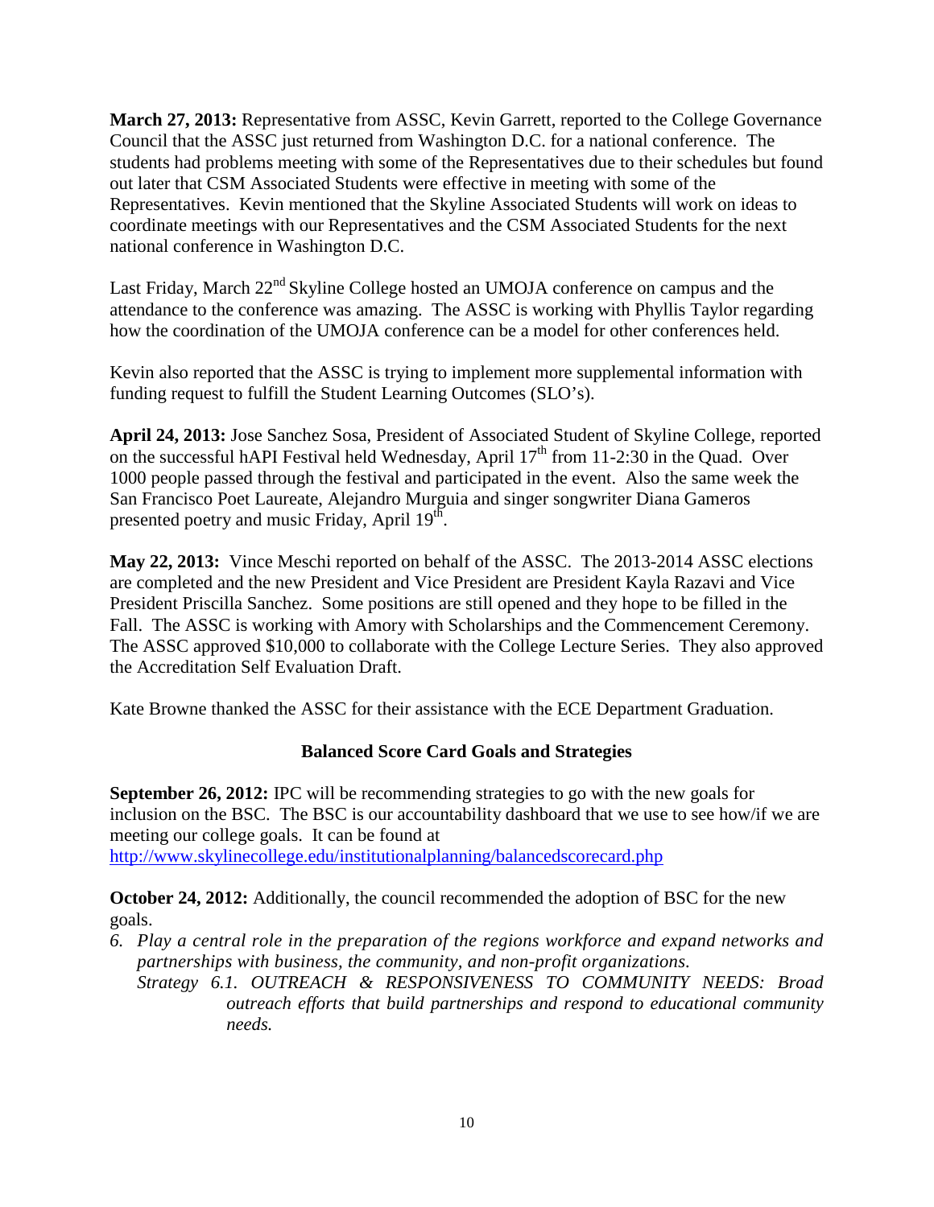**March 27, 2013:** Representative from ASSC, Kevin Garrett, reported to the College Governance Council that the ASSC just returned from Washington D.C. for a national conference. The students had problems meeting with some of the Representatives due to their schedules but found out later that CSM Associated Students were effective in meeting with some of the Representatives. Kevin mentioned that the Skyline Associated Students will work on ideas to coordinate meetings with our Representatives and the CSM Associated Students for the next national conference in Washington D.C.

Last Friday, March 22nd Skyline College hosted an UMOJA conference on campus and the attendance to the conference was amazing. The ASSC is working with Phyllis Taylor regarding how the coordination of the UMOJA conference can be a model for other conferences held.

Kevin also reported that the ASSC is trying to implement more supplemental information with funding request to fulfill the Student Learning Outcomes (SLO's).

**April 24, 2013:** Jose Sanchez Sosa, President of Associated Student of Skyline College, reported on the successful hAPI Festival held Wednesday, April 17th from 11-2:30 in the Quad. Over 1000 people passed through the festival and participated in the event. Also the same week the San Francisco Poet Laureate, Alejandro Murguia and singer songwriter Diana Gameros presented poetry and music Friday, April 19th.

**May 22, 2013:** Vince Meschi reported on behalf of the ASSC. The 2013-2014 ASSC elections are completed and the new President and Vice President are President Kayla Razavi and Vice President Priscilla Sanchez. Some positions are still opened and they hope to be filled in the Fall. The ASSC is working with Amory with Scholarships and the Commencement Ceremony. The ASSC approved $10,000 to collaborate with the College Lecture Series. They also approved the Accreditation Self Evaluation Draft.

Kate Browne thanked the ASSC for their assistance with the ECE Department Graduation.

## Balanced Score Card Goals and Strategies

**September 26, 2012:** IPC will be recommending strategies to go with the new goals for inclusion on the BSC. The BSC is our accountability dashboard that we use to see how/if we are meeting our college goals. It can be found at http://www.skylinecollege.edu/institutionalplanning/balancedscorecard.php

**October 24, 2012:** Additionally, the council recommended the adoption of BSC for the new goals.

6. *Play a central role in the preparation of the regions workforce and expand networks and partnerships with business, the community, and non-profit organizations.*
   *Strategy 6.1. OUTREACH & RESPONSIVENESS TO COMMUNITY NEEDS: Broad outreach efforts that build partnerships and respond to educational community needs.*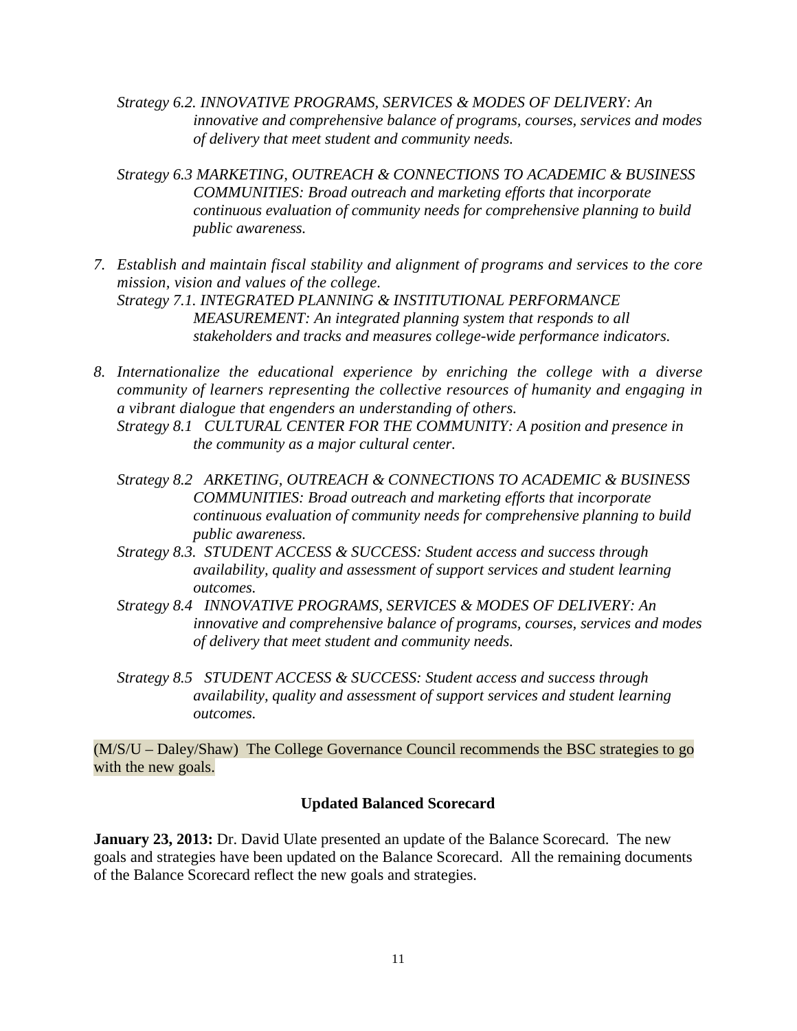*Strategy 6.2. INNOVATIVE PROGRAMS, SERVICES & MODES OF DELIVERY: An innovative and comprehensive balance of programs, courses, services and modes of delivery that meet student and community needs.*

*Strategy 6.3 MARKETING, OUTREACH & CONNECTIONS TO ACADEMIC & BUSINESS COMMUNITIES: Broad outreach and marketing efforts that incorporate continuous evaluation of community needs for comprehensive planning to build public awareness.*

7. *Establish and maintain fiscal stability and alignment of programs and services to the core mission, vision and values of the college.*
   *Strategy 7.1. INTEGRATED PLANNING & INSTITUTIONAL PERFORMANCE MEASUREMENT: An integrated planning system that responds to all stakeholders and tracks and measures college-wide performance indicators.*

8. *Internationalize the educational experience by enriching the college with a diverse community of learners representing the collective resources of humanity and engaging in a vibrant dialogue that engenders an understanding of others.*
   *Strategy 8.1 CULTURAL CENTER FOR THE COMMUNITY: A position and presence in the community as a major cultural center.*

   *Strategy 8.2 ARKETING, OUTREACH & CONNECTIONS TO ACADEMIC & BUSINESS COMMUNITIES: Broad outreach and marketing efforts that incorporate continuous evaluation of community needs for comprehensive planning to build public awareness.*

   *Strategy 8.3. STUDENT ACCESS & SUCCESS: Student access and success through availability, quality and assessment of support services and student learning outcomes.*

   *Strategy 8.4 INNOVATIVE PROGRAMS, SERVICES & MODES OF DELIVERY: An innovative and comprehensive balance of programs, courses, services and modes of delivery that meet student and community needs.*

   *Strategy 8.5 STUDENT ACCESS & SUCCESS: Student access and success through availability, quality and assessment of support services and student learning outcomes.*

(M/S/U – Daley/Shaw) The College Governance Council recommends the BSC strategies to go with the new goals.

**Updated Balanced Scorecard**

**January 23, 2013:** Dr. David Ulate presented an update of the Balance Scorecard. The new goals and strategies have been updated on the Balance Scorecard. All the remaining documents of the Balance Scorecard reflect the new goals and strategies.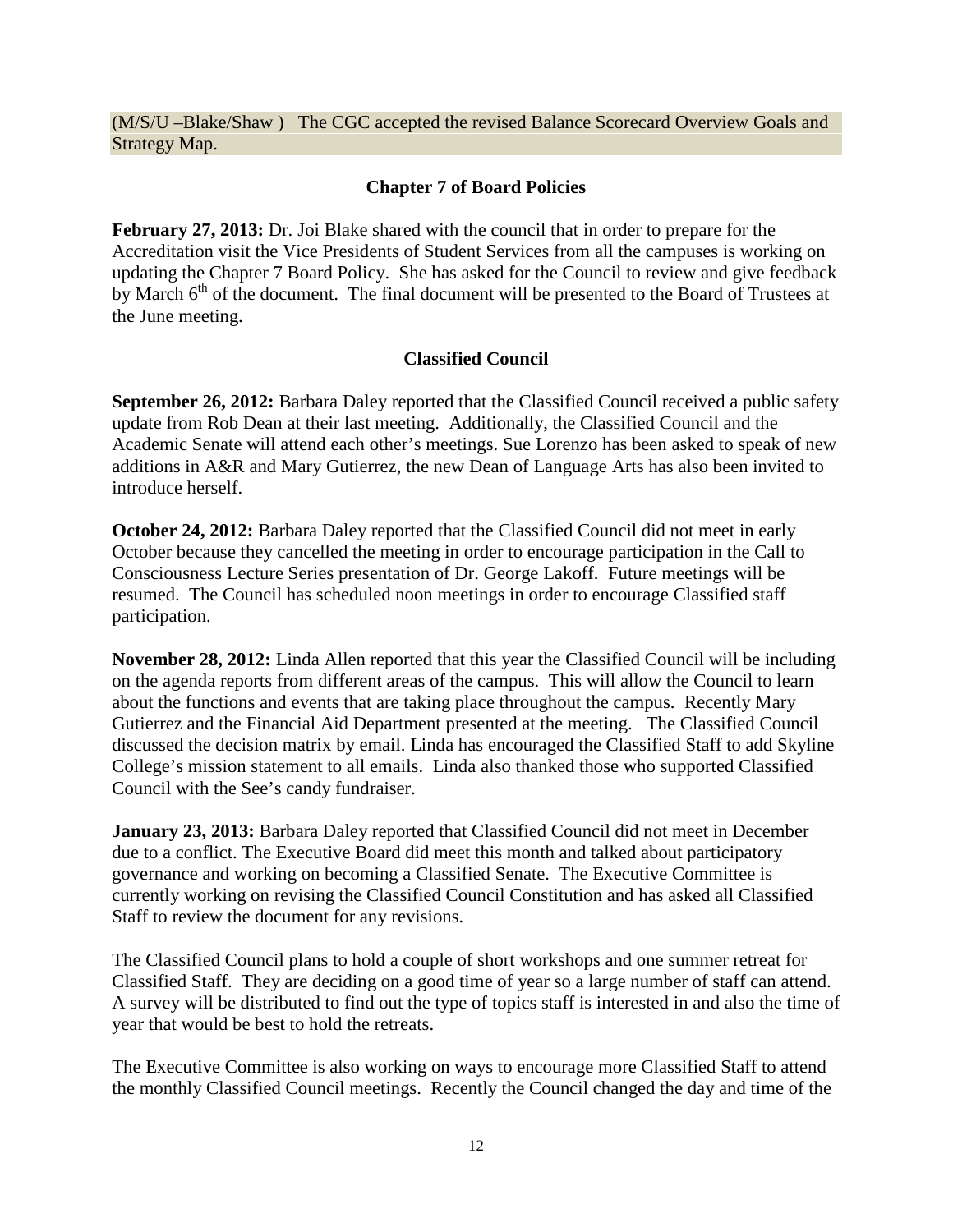(M/S/U –Blake/Shaw ) The CGC accepted the revised Balance Scorecard Overview Goals and Strategy Map.

## Chapter 7 of Board Policies

**February 27, 2013:** Dr. Joi Blake shared with the council that in order to prepare for the Accreditation visit the Vice Presidents of Student Services from all the campuses is working on updating the Chapter 7 Board Policy. She has asked for the Council to review and give feedback by March 6th of the document. The final document will be presented to the Board of Trustees at the June meeting.

## Classified Council

**September 26, 2012:** Barbara Daley reported that the Classified Council received a public safety update from Rob Dean at their last meeting. Additionally, the Classified Council and the Academic Senate will attend each other's meetings. Sue Lorenzo has been asked to speak of new additions in A&R and Mary Gutierrez, the new Dean of Language Arts has also been invited to introduce herself.

**October 24, 2012:** Barbara Daley reported that the Classified Council did not meet in early October because they cancelled the meeting in order to encourage participation in the Call to Consciousness Lecture Series presentation of Dr. George Lakoff. Future meetings will be resumed. The Council has scheduled noon meetings in order to encourage Classified staff participation.

**November 28, 2012:** Linda Allen reported that this year the Classified Council will be including on the agenda reports from different areas of the campus. This will allow the Council to learn about the functions and events that are taking place throughout the campus. Recently Mary Gutierrez and the Financial Aid Department presented at the meeting. The Classified Council discussed the decision matrix by email. Linda has encouraged the Classified Staff to add Skyline College's mission statement to all emails. Linda also thanked those who supported Classified Council with the See's candy fundraiser.

**January 23, 2013:** Barbara Daley reported that Classified Council did not meet in December due to a conflict. The Executive Board did meet this month and talked about participatory governance and working on becoming a Classified Senate. The Executive Committee is currently working on revising the Classified Council Constitution and has asked all Classified Staff to review the document for any revisions.

The Classified Council plans to hold a couple of short workshops and one summer retreat for Classified Staff. They are deciding on a good time of year so a large number of staff can attend. A survey will be distributed to find out the type of topics staff is interested in and also the time of year that would be best to hold the retreats.

The Executive Committee is also working on ways to encourage more Classified Staff to attend the monthly Classified Council meetings. Recently the Council changed the day and time of the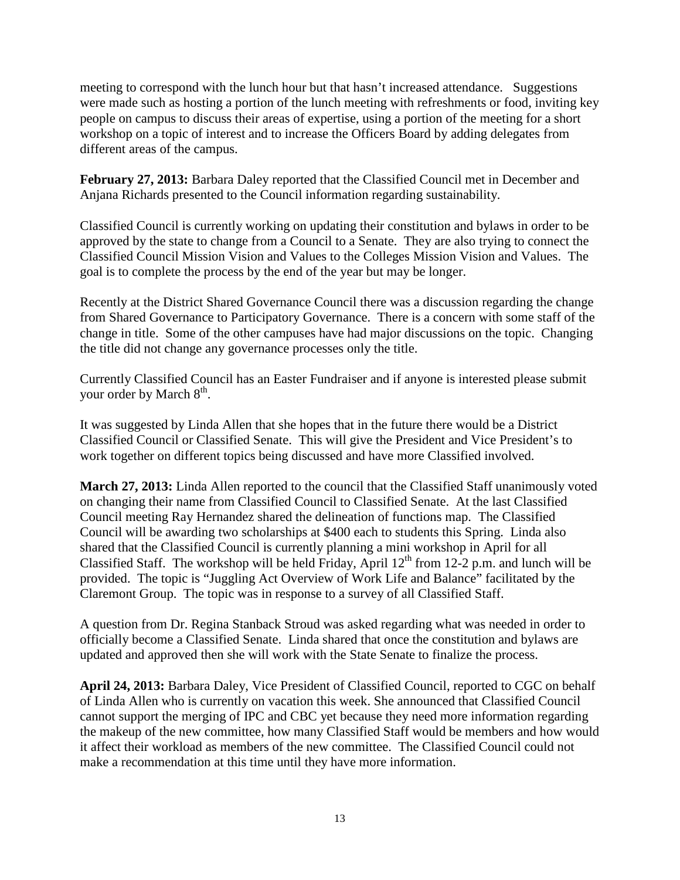meeting to correspond with the lunch hour but that hasn't increased attendance. Suggestions were made such as hosting a portion of the lunch meeting with refreshments or food, inviting key people on campus to discuss their areas of expertise, using a portion of the meeting for a short workshop on a topic of interest and to increase the Officers Board by adding delegates from different areas of the campus.

**February 27, 2013:** Barbara Daley reported that the Classified Council met in December and Anjana Richards presented to the Council information regarding sustainability.

Classified Council is currently working on updating their constitution and bylaws in order to be approved by the state to change from a Council to a Senate. They are also trying to connect the Classified Council Mission Vision and Values to the Colleges Mission Vision and Values. The goal is to complete the process by the end of the year but may be longer.

Recently at the District Shared Governance Council there was a discussion regarding the change from Shared Governance to Participatory Governance. There is a concern with some staff of the change in title. Some of the other campuses have had major discussions on the topic. Changing the title did not change any governance processes only the title.

Currently Classified Council has an Easter Fundraiser and if anyone is interested please submit your order by March 8th.

It was suggested by Linda Allen that she hopes that in the future there would be a District Classified Council or Classified Senate. This will give the President and Vice President's to work together on different topics being discussed and have more Classified involved.

**March 27, 2013:** Linda Allen reported to the council that the Classified Staff unanimously voted on changing their name from Classified Council to Classified Senate. At the last Classified Council meeting Ray Hernandez shared the delineation of functions map. The Classified Council will be awarding two scholarships at $400 each to students this Spring. Linda also shared that the Classified Council is currently planning a mini workshop in April for all Classified Staff. The workshop will be held Friday, April 12th from 12-2 p.m. and lunch will be provided. The topic is "Juggling Act Overview of Work Life and Balance" facilitated by the Claremont Group. The topic was in response to a survey of all Classified Staff.

A question from Dr. Regina Stanback Stroud was asked regarding what was needed in order to officially become a Classified Senate. Linda shared that once the constitution and bylaws are updated and approved then she will work with the State Senate to finalize the process.

**April 24, 2013:** Barbara Daley, Vice President of Classified Council, reported to CGC on behalf of Linda Allen who is currently on vacation this week. She announced that Classified Council cannot support the merging of IPC and CBC yet because they need more information regarding the makeup of the new committee, how many Classified Staff would be members and how would it affect their workload as members of the new committee. The Classified Council could not make a recommendation at this time until they have more information.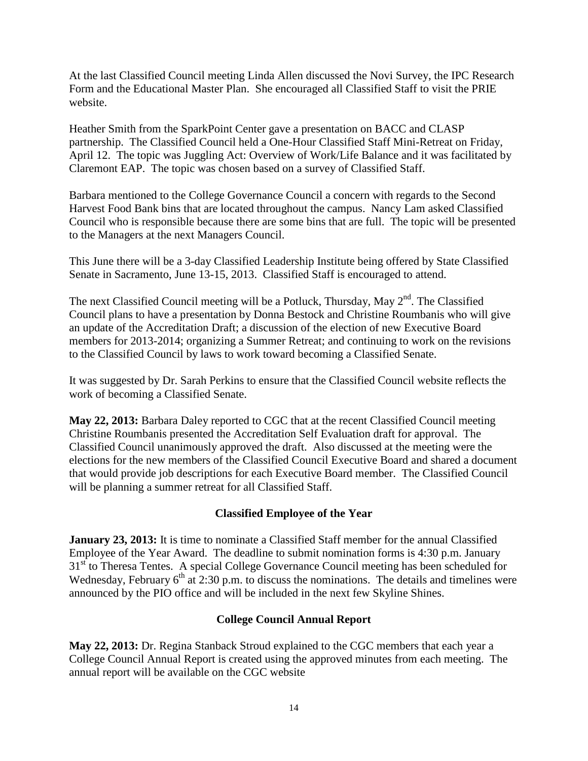At the last Classified Council meeting Linda Allen discussed the Novi Survey, the IPC Research Form and the Educational Master Plan. She encouraged all Classified Staff to visit the PRIE website.

Heather Smith from the SparkPoint Center gave a presentation on BACC and CLASP partnership. The Classified Council held a One-Hour Classified Staff Mini-Retreat on Friday, April 12. The topic was Juggling Act: Overview of Work/Life Balance and it was facilitated by Claremont EAP. The topic was chosen based on a survey of Classified Staff.

Barbara mentioned to the College Governance Council a concern with regards to the Second Harvest Food Bank bins that are located throughout the campus. Nancy Lam asked Classified Council who is responsible because there are some bins that are full. The topic will be presented to the Managers at the next Managers Council.

This June there will be a 3-day Classified Leadership Institute being offered by State Classified Senate in Sacramento, June 13-15, 2013. Classified Staff is encouraged to attend.

The next Classified Council meeting will be a Potluck, Thursday, May 2nd. The Classified Council plans to have a presentation by Donna Bestock and Christine Roumbanis who will give an update of the Accreditation Draft; a discussion of the election of new Executive Board members for 2013-2014; organizing a Summer Retreat; and continuing to work on the revisions to the Classified Council by laws to work toward becoming a Classified Senate.

It was suggested by Dr. Sarah Perkins to ensure that the Classified Council website reflects the work of becoming a Classified Senate.

**May 22, 2013:** Barbara Daley reported to CGC that at the recent Classified Council meeting Christine Roumbanis presented the Accreditation Self Evaluation draft for approval. The Classified Council unanimously approved the draft. Also discussed at the meeting were the elections for the new members of the Classified Council Executive Board and shared a document that would provide job descriptions for each Executive Board member. The Classified Council will be planning a summer retreat for all Classified Staff.

### Classified Employee of the Year

**January 23, 2013:** It is time to nominate a Classified Staff member for the annual Classified Employee of the Year Award. The deadline to submit nomination forms is 4:30 p.m. January 31st to Theresa Tentes. A special College Governance Council meeting has been scheduled for Wednesday, February 6th at 2:30 p.m. to discuss the nominations. The details and timelines were announced by the PIO office and will be included in the next few Skyline Shines.

### College Council Annual Report

**May 22, 2013:** Dr. Regina Stanback Stroud explained to the CGC members that each year a College Council Annual Report is created using the approved minutes from each meeting. The annual report will be available on the CGC website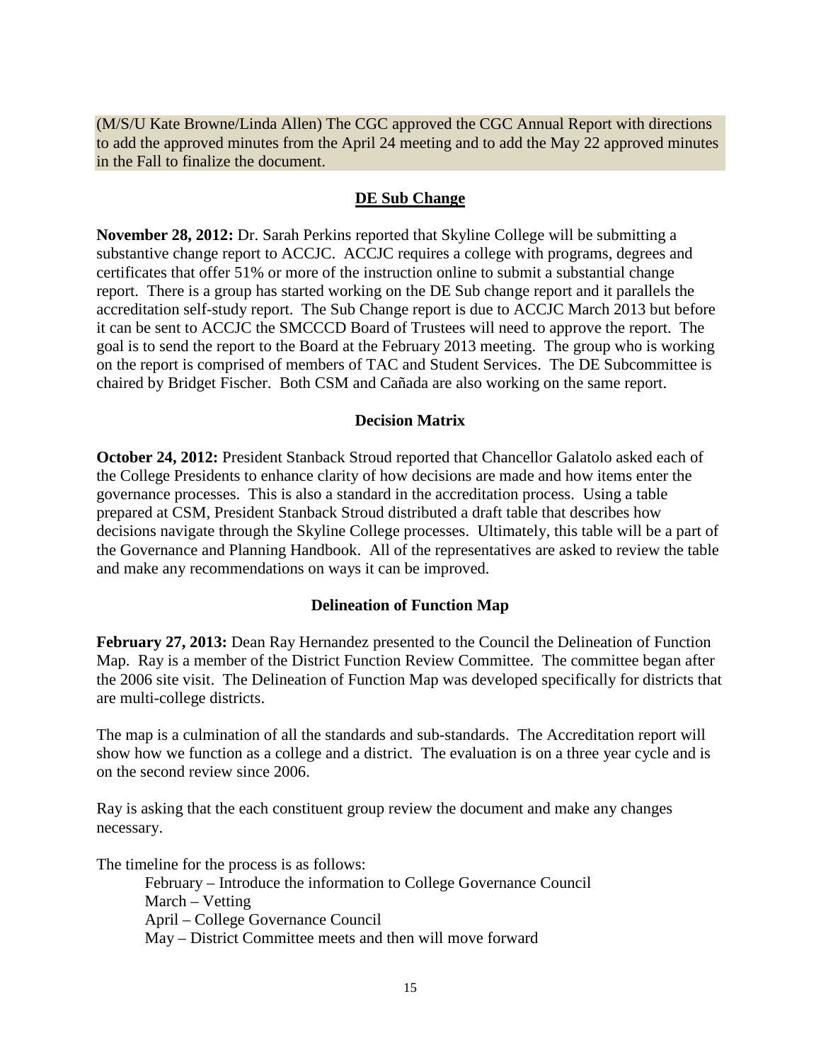(M/S/U Kate Browne/Linda Allen) The CGC approved the CGC Annual Report with directions to add the approved minutes from the April 24 meeting and to add the May 22 approved minutes in the Fall to finalize the document.

## DE Sub Change

**November 28, 2012:** Dr. Sarah Perkins reported that Skyline College will be submitting a substantive change report to ACCJC. ACCJC requires a college with programs, degrees and certificates that offer 51% or more of the instruction online to submit a substantial change report. There is a group has started working on the DE Sub change report and it parallels the accreditation self-study report. The Sub Change report is due to ACCJC March 2013 but before it can be sent to ACCJC the SMCCCD Board of Trustees will need to approve the report. The goal is to send the report to the Board at the February 2013 meeting. The group who is working on the report is comprised of members of TAC and Student Services. The DE Subcommittee is chaired by Bridget Fischer. Both CSM and Cañada are also working on the same report.

## Decision Matrix

**October 24, 2012:** President Stanback Stroud reported that Chancellor Galatolo asked each of the College Presidents to enhance clarity of how decisions are made and how items enter the governance processes. This is also a standard in the accreditation process. Using a table prepared at CSM, President Stanback Stroud distributed a draft table that describes how decisions navigate through the Skyline College processes. Ultimately, this table will be a part of the Governance and Planning Handbook. All of the representatives are asked to review the table and make any recommendations on ways it can be improved.

## Delineation of Function Map

**February 27, 2013:** Dean Ray Hernandez presented to the Council the Delineation of Function Map. Ray is a member of the District Function Review Committee. The committee began after the 2006 site visit. The Delineation of Function Map was developed specifically for districts that are multi-college districts.

The map is a culmination of all the standards and sub-standards. The Accreditation report will show how we function as a college and a district. The evaluation is on a three year cycle and is on the second review since 2006.

Ray is asking that the each constituent group review the document and make any changes necessary.

The timeline for the process is as follows:

- February – Introduce the information to College Governance Council
- March – Vetting
- April – College Governance Council
- May – District Committee meets and then will move forward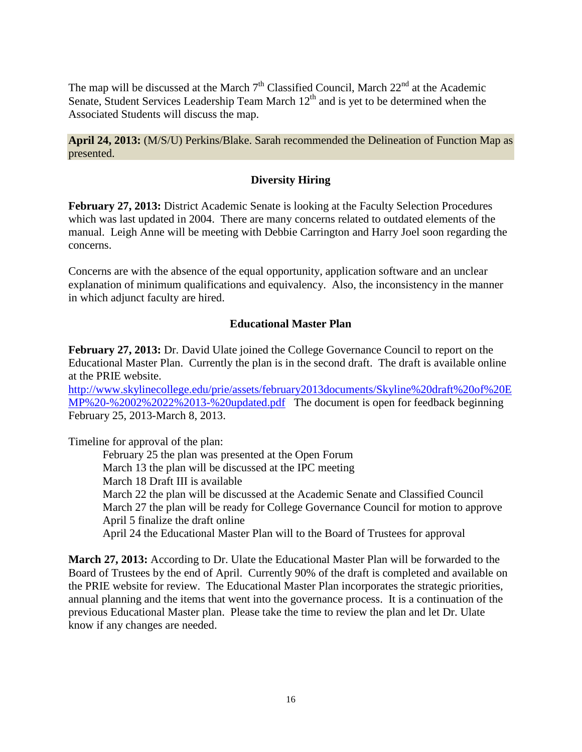The map will be discussed at the March 7th Classified Council, March 22nd at the Academic Senate, Student Services Leadership Team March 12th and is yet to be determined when the Associated Students will discuss the map.

**April 24, 2013:** (M/S/U) Perkins/Blake. Sarah recommended the Delineation of Function Map as presented.

### Diversity Hiring

**February 27, 2013:** District Academic Senate is looking at the Faculty Selection Procedures which was last updated in 2004. There are many concerns related to outdated elements of the manual. Leigh Anne will be meeting with Debbie Carrington and Harry Joel soon regarding the concerns.

Concerns are with the absence of the equal opportunity, application software and an unclear explanation of minimum qualifications and equivalency. Also, the inconsistency in the manner in which adjunct faculty are hired.

### Educational Master Plan

**February 27, 2013:** Dr. David Ulate joined the College Governance Council to report on the Educational Master Plan. Currently the plan is in the second draft. The draft is available online at the PRIE website.
http://www.skylinecollege.edu/prie/assets/february2013documents/Skyline%20draft%20of%20EMP%20-%2002%2022%2013-%20updated.pdf The document is open for feedback beginning February 25, 2013-March 8, 2013.

Timeline for approval of the plan:

February 25 the plan was presented at the Open Forum
March 13 the plan will be discussed at the IPC meeting
March 18 Draft III is available
March 22 the plan will be discussed at the Academic Senate and Classified Council
March 27 the plan will be ready for College Governance Council for motion to approve
April 5 finalize the draft online
April 24 the Educational Master Plan will to the Board of Trustees for approval

**March 27, 2013:** According to Dr. Ulate the Educational Master Plan will be forwarded to the Board of Trustees by the end of April. Currently 90% of the draft is completed and available on the PRIE website for review. The Educational Master Plan incorporates the strategic priorities, annual planning and the items that went into the governance process. It is a continuation of the previous Educational Master plan. Please take the time to review the plan and let Dr. Ulate know if any changes are needed.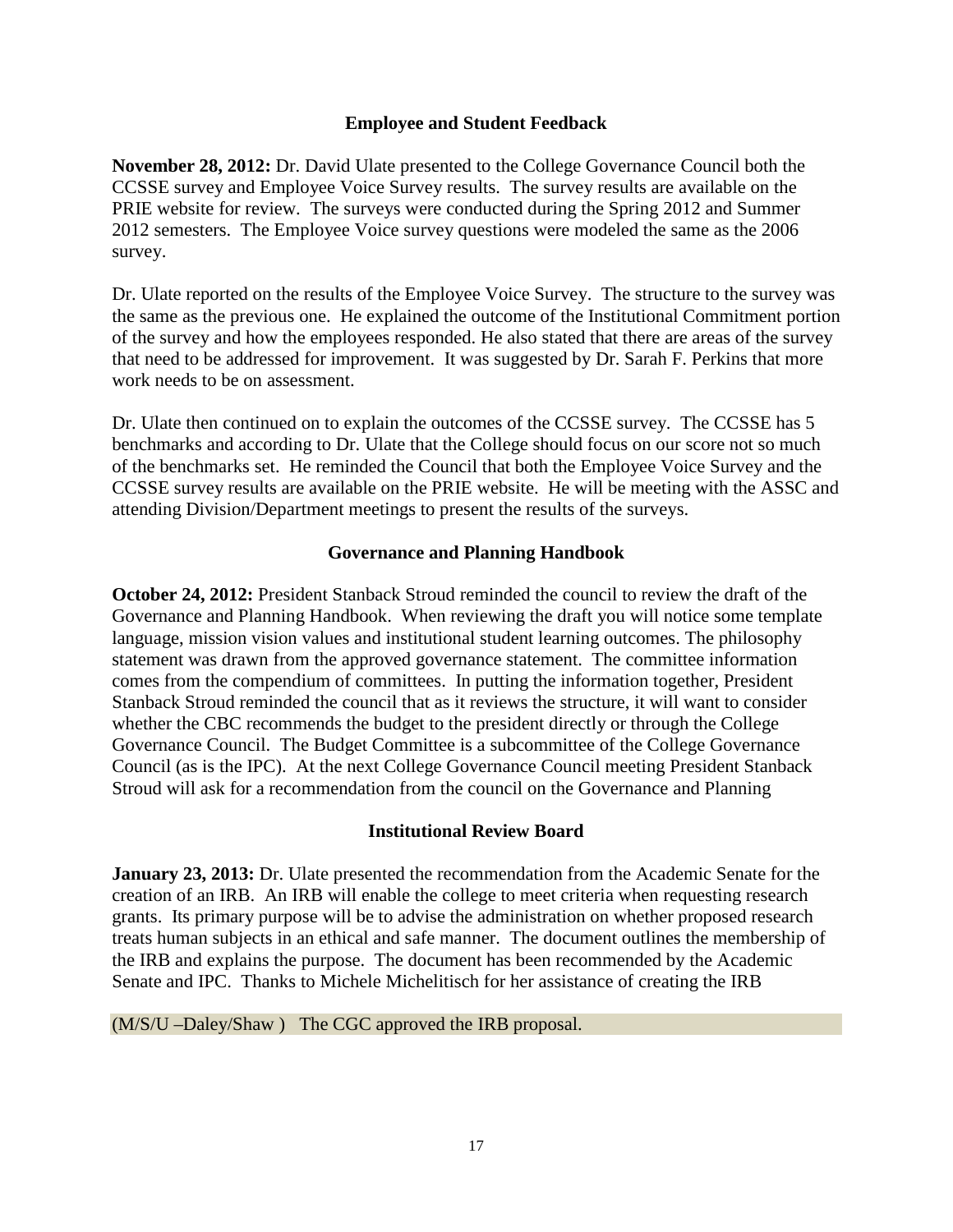## Employee and Student Feedback

**November 28, 2012:** Dr. David Ulate presented to the College Governance Council both the CCSSE survey and Employee Voice Survey results. The survey results are available on the PRIE website for review. The surveys were conducted during the Spring 2012 and Summer 2012 semesters. The Employee Voice survey questions were modeled the same as the 2006 survey.

Dr. Ulate reported on the results of the Employee Voice Survey. The structure to the survey was the same as the previous one. He explained the outcome of the Institutional Commitment portion of the survey and how the employees responded. He also stated that there are areas of the survey that need to be addressed for improvement. It was suggested by Dr. Sarah F. Perkins that more work needs to be on assessment.

Dr. Ulate then continued on to explain the outcomes of the CCSSE survey. The CCSSE has 5 benchmarks and according to Dr. Ulate that the College should focus on our score not so much of the benchmarks set. He reminded the Council that both the Employee Voice Survey and the CCSSE survey results are available on the PRIE website. He will be meeting with the ASSC and attending Division/Department meetings to present the results of the surveys.

## Governance and Planning Handbook

**October 24, 2012:** President Stanback Stroud reminded the council to review the draft of the Governance and Planning Handbook. When reviewing the draft you will notice some template language, mission vision values and institutional student learning outcomes. The philosophy statement was drawn from the approved governance statement. The committee information comes from the compendium of committees. In putting the information together, President Stanback Stroud reminded the council that as it reviews the structure, it will want to consider whether the CBC recommends the budget to the president directly or through the College Governance Council. The Budget Committee is a subcommittee of the College Governance Council (as is the IPC). At the next College Governance Council meeting President Stanback Stroud will ask for a recommendation from the council on the Governance and Planning

## Institutional Review Board

**January 23, 2013:** Dr. Ulate presented the recommendation from the Academic Senate for the creation of an IRB. An IRB will enable the college to meet criteria when requesting research grants. Its primary purpose will be to advise the administration on whether proposed research treats human subjects in an ethical and safe manner. The document outlines the membership of the IRB and explains the purpose. The document has been recommended by the Academic Senate and IPC. Thanks to Michele Michelitisch for her assistance of creating the IRB

(M/S/U –Daley/Shaw ) The CGC approved the IRB proposal.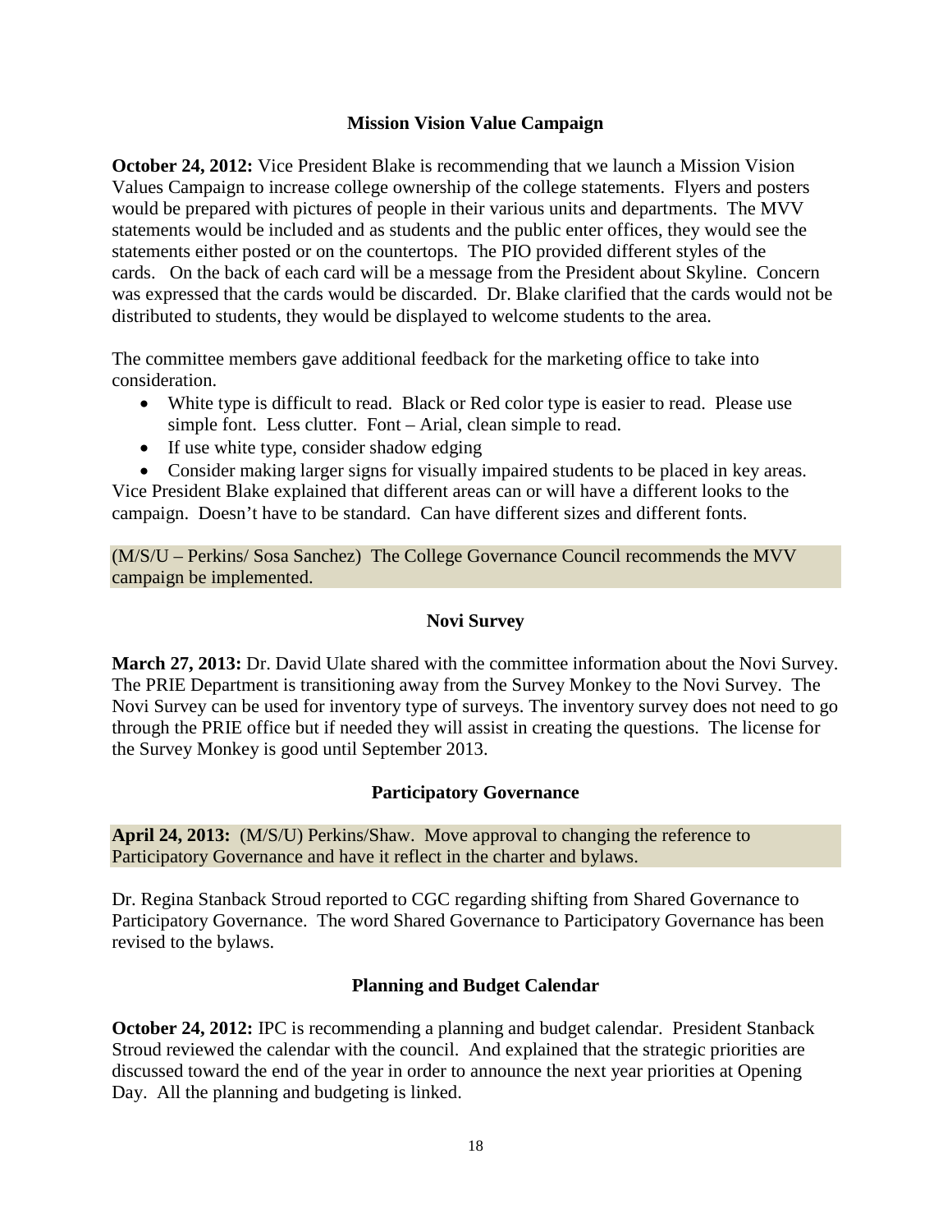## Mission Vision Value Campaign

**October 24, 2012:** Vice President Blake is recommending that we launch a Mission Vision Values Campaign to increase college ownership of the college statements. Flyers and posters would be prepared with pictures of people in their various units and departments. The MVV statements would be included and as students and the public enter offices, they would see the statements either posted or on the countertops. The PIO provided different styles of the cards. On the back of each card will be a message from the President about Skyline. Concern was expressed that the cards would be discarded. Dr. Blake clarified that the cards would not be distributed to students, they would be displayed to welcome students to the area.

The committee members gave additional feedback for the marketing office to take into consideration.

- White type is difficult to read. Black or Red color type is easier to read. Please use simple font. Less clutter. Font – Arial, clean simple to read.
- If use white type, consider shadow edging
- Consider making larger signs for visually impaired students to be placed in key areas.

Vice President Blake explained that different areas can or will have a different looks to the campaign. Doesn't have to be standard. Can have different sizes and different fonts.

(M/S/U – Perkins/ Sosa Sanchez) The College Governance Council recommends the MVV campaign be implemented.

## Novi Survey

**March 27, 2013:** Dr. David Ulate shared with the committee information about the Novi Survey. The PRIE Department is transitioning away from the Survey Monkey to the Novi Survey. The Novi Survey can be used for inventory type of surveys. The inventory survey does not need to go through the PRIE office but if needed they will assist in creating the questions. The license for the Survey Monkey is good until September 2013.

## Participatory Governance

**April 24, 2013:** (M/S/U) Perkins/Shaw. Move approval to changing the reference to Participatory Governance and have it reflect in the charter and bylaws.

Dr. Regina Stanback Stroud reported to CGC regarding shifting from Shared Governance to Participatory Governance. The word Shared Governance to Participatory Governance has been revised to the bylaws.

## Planning and Budget Calendar

**October 24, 2012:** IPC is recommending a planning and budget calendar. President Stanback Stroud reviewed the calendar with the council. And explained that the strategic priorities are discussed toward the end of the year in order to announce the next year priorities at Opening Day. All the planning and budgeting is linked.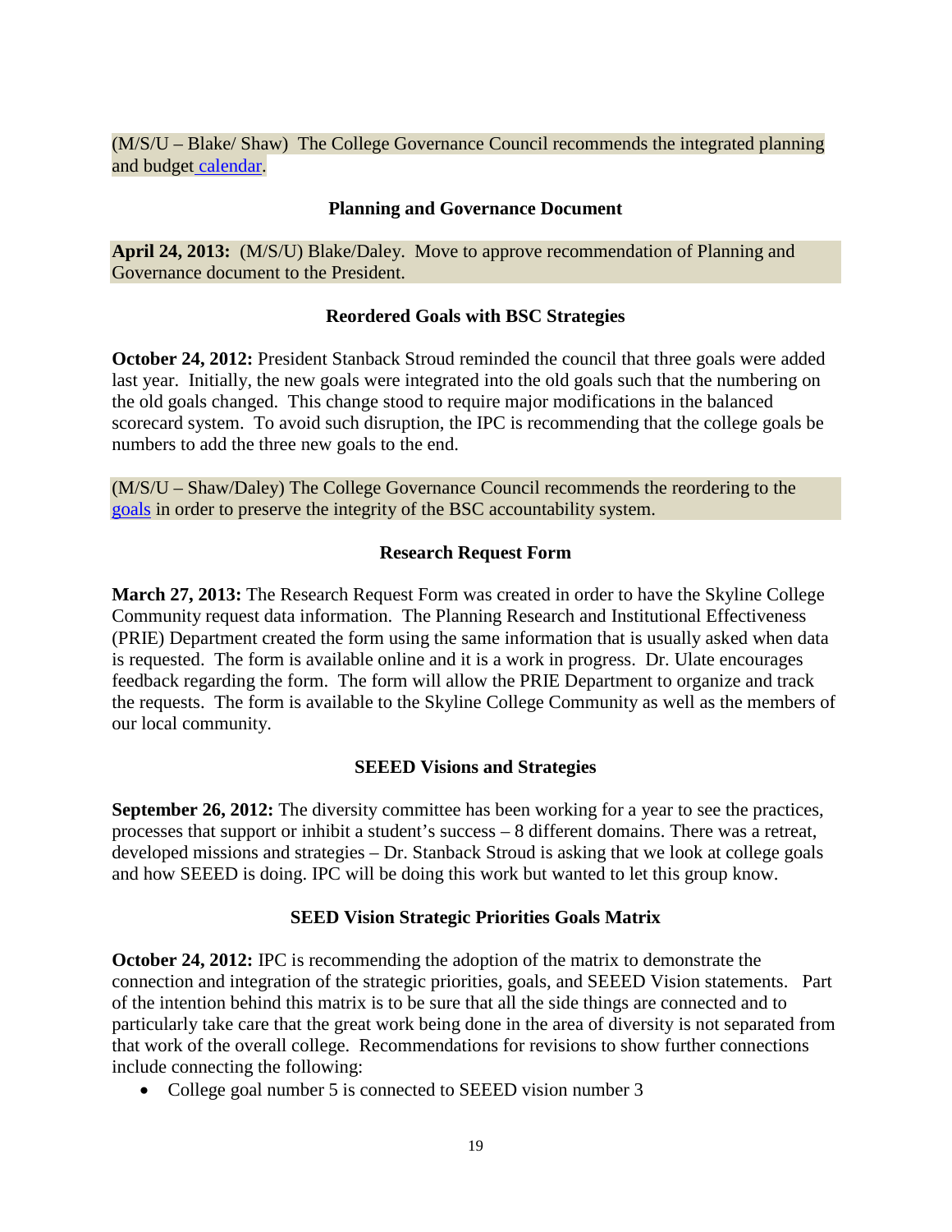(M/S/U – Blake/ Shaw) The College Governance Council recommends the integrated planning and budget calendar.

### Planning and Governance Document

**April 24, 2013:** (M/S/U) Blake/Daley. Move to approve recommendation of Planning and Governance document to the President.

### Reordered Goals with BSC Strategies

**October 24, 2012:** President Stanback Stroud reminded the council that three goals were added last year. Initially, the new goals were integrated into the old goals such that the numbering on the old goals changed. This change stood to require major modifications in the balanced scorecard system. To avoid such disruption, the IPC is recommending that the college goals be numbers to add the three new goals to the end.

(M/S/U – Shaw/Daley) The College Governance Council recommends the reordering to the goals in order to preserve the integrity of the BSC accountability system.

### Research Request Form

**March 27, 2013:** The Research Request Form was created in order to have the Skyline College Community request data information. The Planning Research and Institutional Effectiveness (PRIE) Department created the form using the same information that is usually asked when data is requested. The form is available online and it is a work in progress. Dr. Ulate encourages feedback regarding the form. The form will allow the PRIE Department to organize and track the requests. The form is available to the Skyline College Community as well as the members of our local community.

### SEEED Visions and Strategies

**September 26, 2012:** The diversity committee has been working for a year to see the practices, processes that support or inhibit a student's success – 8 different domains. There was a retreat, developed missions and strategies – Dr. Stanback Stroud is asking that we look at college goals and how SEEED is doing. IPC will be doing this work but wanted to let this group know.

### SEED Vision Strategic Priorities Goals Matrix

**October 24, 2012:** IPC is recommending the adoption of the matrix to demonstrate the connection and integration of the strategic priorities, goals, and SEEED Vision statements. Part of the intention behind this matrix is to be sure that all the side things are connected and to particularly take care that the great work being done in the area of diversity is not separated from that work of the overall college. Recommendations for revisions to show further connections include connecting the following:

- College goal number 5 is connected to SEEED vision number 3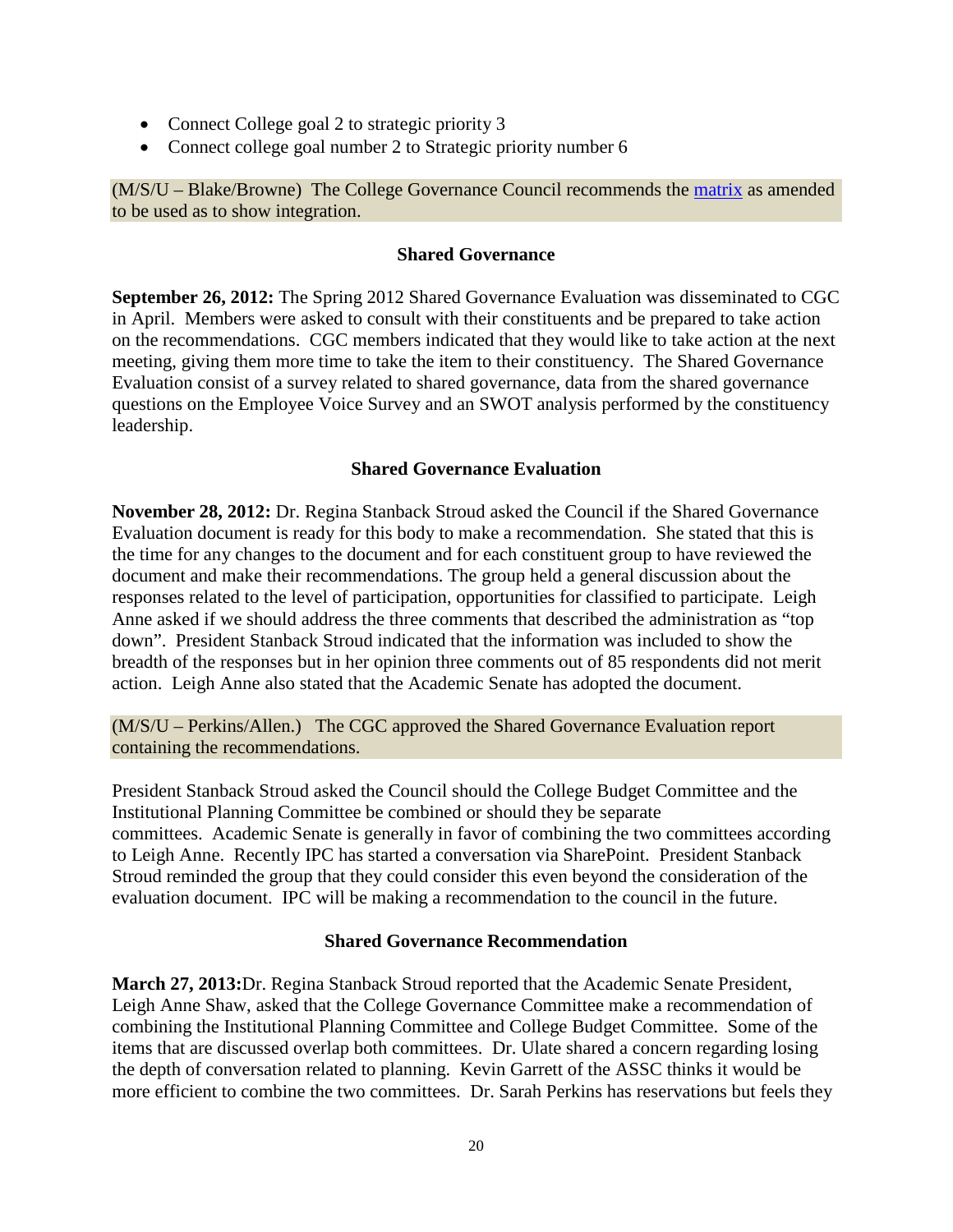- Connect College goal 2 to strategic priority 3
- Connect college goal number 2 to Strategic priority number 6

(M/S/U – Blake/Browne) The College Governance Council recommends the [matrix] as amended to be used as to show integration.

### Shared Governance

**September 26, 2012:** The Spring 2012 Shared Governance Evaluation was disseminated to CGC in April. Members were asked to consult with their constituents and be prepared to take action on the recommendations. CGC members indicated that they would like to take action at the next meeting, giving them more time to take the item to their constituency. The Shared Governance Evaluation consist of a survey related to shared governance, data from the shared governance questions on the Employee Voice Survey and an SWOT analysis performed by the constituency leadership.

### Shared Governance Evaluation

**November 28, 2012:** Dr. Regina Stanback Stroud asked the Council if the Shared Governance Evaluation document is ready for this body to make a recommendation. She stated that this is the time for any changes to the document and for each constituent group to have reviewed the document and make their recommendations. The group held a general discussion about the responses related to the level of participation, opportunities for classified to participate. Leigh Anne asked if we should address the three comments that described the administration as "top down". President Stanback Stroud indicated that the information was included to show the breadth of the responses but in her opinion three comments out of 85 respondents did not merit action. Leigh Anne also stated that the Academic Senate has adopted the document.

(M/S/U – Perkins/Allen.) The CGC approved the Shared Governance Evaluation report containing the recommendations.

President Stanback Stroud asked the Council should the College Budget Committee and the Institutional Planning Committee be combined or should they be separate committees. Academic Senate is generally in favor of combining the two committees according to Leigh Anne. Recently IPC has started a conversation via SharePoint. President Stanback Stroud reminded the group that they could consider this even beyond the consideration of the evaluation document. IPC will be making a recommendation to the council in the future.

### Shared Governance Recommendation

**March 27, 2013:** Dr. Regina Stanback Stroud reported that the Academic Senate President, Leigh Anne Shaw, asked that the College Governance Committee make a recommendation of combining the Institutional Planning Committee and College Budget Committee. Some of the items that are discussed overlap both committees. Dr. Ulate shared a concern regarding losing the depth of conversation related to planning. Kevin Garrett of the ASSC thinks it would be more efficient to combine the two committees. Dr. Sarah Perkins has reservations but feels they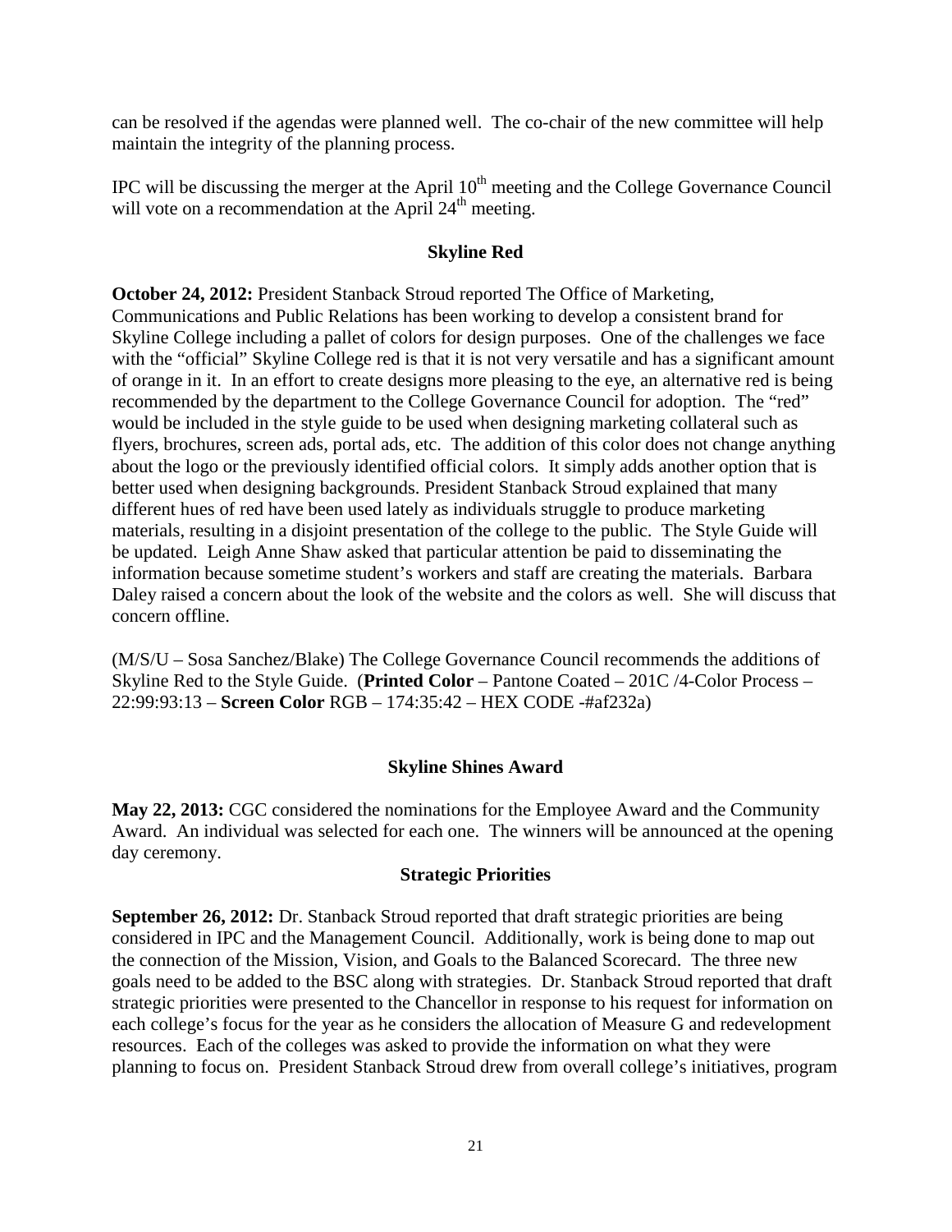can be resolved if the agendas were planned well. The co-chair of the new committee will help maintain the integrity of the planning process.

IPC will be discussing the merger at the April 10th meeting and the College Governance Council will vote on a recommendation at the April 24th meeting.

### Skyline Red

**October 24, 2012:** President Stanback Stroud reported The Office of Marketing, Communications and Public Relations has been working to develop a consistent brand for Skyline College including a pallet of colors for design purposes. One of the challenges we face with the "official" Skyline College red is that it is not very versatile and has a significant amount of orange in it. In an effort to create designs more pleasing to the eye, an alternative red is being recommended by the department to the College Governance Council for adoption. The "red" would be included in the style guide to be used when designing marketing collateral such as flyers, brochures, screen ads, portal ads, etc. The addition of this color does not change anything about the logo or the previously identified official colors. It simply adds another option that is better used when designing backgrounds. President Stanback Stroud explained that many different hues of red have been used lately as individuals struggle to produce marketing materials, resulting in a disjoint presentation of the college to the public. The Style Guide will be updated. Leigh Anne Shaw asked that particular attention be paid to disseminating the information because sometime student's workers and staff are creating the materials. Barbara Daley raised a concern about the look of the website and the colors as well. She will discuss that concern offline.

(M/S/U – Sosa Sanchez/Blake) The College Governance Council recommends the additions of Skyline Red to the Style Guide. (**Printed Color** – Pantone Coated – 201C /4-Color Process – 22:99:93:13 – **Screen Color** RGB – 174:35:42 – HEX CODE -#af232a)

### Skyline Shines Award

**May 22, 2013:** CGC considered the nominations for the Employee Award and the Community Award. An individual was selected for each one. The winners will be announced at the opening day ceremony.

### Strategic Priorities

**September 26, 2012:** Dr. Stanback Stroud reported that draft strategic priorities are being considered in IPC and the Management Council. Additionally, work is being done to map out the connection of the Mission, Vision, and Goals to the Balanced Scorecard. The three new goals need to be added to the BSC along with strategies. Dr. Stanback Stroud reported that draft strategic priorities were presented to the Chancellor in response to his request for information on each college's focus for the year as he considers the allocation of Measure G and redevelopment resources. Each of the colleges was asked to provide the information on what they were planning to focus on. President Stanback Stroud drew from overall college's initiatives, program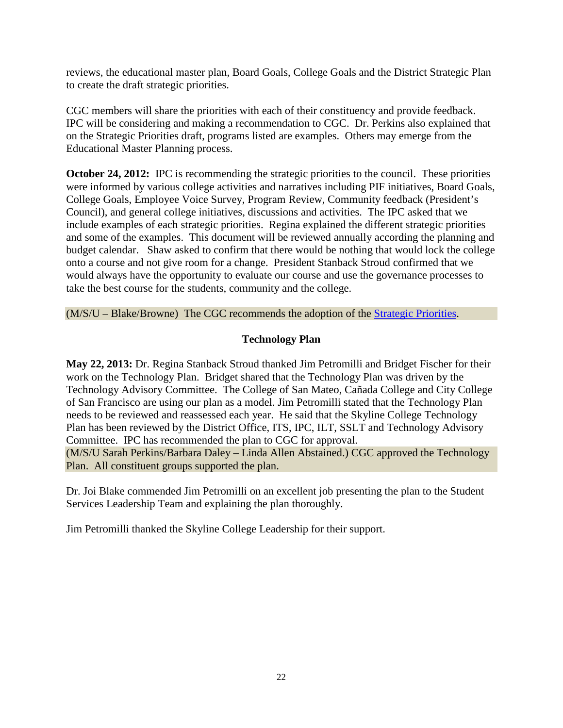reviews, the educational master plan, Board Goals, College Goals and the District Strategic Plan to create the draft strategic priorities.

CGC members will share the priorities with each of their constituency and provide feedback. IPC will be considering and making a recommendation to CGC. Dr. Perkins also explained that on the Strategic Priorities draft, programs listed are examples. Others may emerge from the Educational Master Planning process.

**October 24, 2012:** IPC is recommending the strategic priorities to the council. These priorities were informed by various college activities and narratives including PIF initiatives, Board Goals, College Goals, Employee Voice Survey, Program Review, Community feedback (President's Council), and general college initiatives, discussions and activities. The IPC asked that we include examples of each strategic priorities. Regina explained the different strategic priorities and some of the examples. This document will be reviewed annually according the planning and budget calendar. Shaw asked to confirm that there would be nothing that would lock the college onto a course and not give room for a change. President Stanback Stroud confirmed that we would always have the opportunity to evaluate our course and use the governance processes to take the best course for the students, community and the college.

(M/S/U – Blake/Browne) The CGC recommends the adoption of the Strategic Priorities.

### Technology Plan

**May 22, 2013:** Dr. Regina Stanback Stroud thanked Jim Petromilli and Bridget Fischer for their work on the Technology Plan. Bridget shared that the Technology Plan was driven by the Technology Advisory Committee. The College of San Mateo, Cañada College and City College of San Francisco are using our plan as a model. Jim Petromilli stated that the Technology Plan needs to be reviewed and reassessed each year. He said that the Skyline College Technology Plan has been reviewed by the District Office, ITS, IPC, ILT, SSLT and Technology Advisory Committee. IPC has recommended the plan to CGC for approval.
(M/S/U Sarah Perkins/Barbara Daley – Linda Allen Abstained.) CGC approved the Technology Plan. All constituent groups supported the plan.

Dr. Joi Blake commended Jim Petromilli on an excellent job presenting the plan to the Student Services Leadership Team and explaining the plan thoroughly.

Jim Petromilli thanked the Skyline College Leadership for their support.